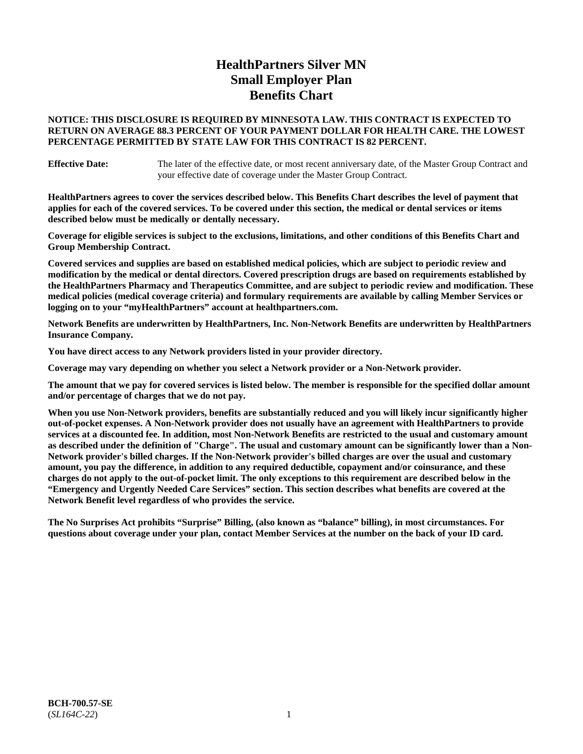# HealthPartners Silver MN Small Employer Plan Benefits Chart

**NOTICE: THIS DISCLOSURE IS REQUIRED BY MINNESOTA LAW. THIS CONTRACT IS EXPECTED TO RETURN ON AVERAGE 88.3 PERCENT OF YOUR PAYMENT DOLLAR FOR HEALTH CARE. THE LOWEST PERCENTAGE PERMITTED BY STATE LAW FOR THIS CONTRACT IS 82 PERCENT.**

**Effective Date:** The later of the effective date, or most recent anniversary date, of the Master Group Contract and your effective date of coverage under the Master Group Contract.

**HealthPartners agrees to cover the services described below. This Benefits Chart describes the level of payment that applies for each of the covered services. To be covered under this section, the medical or dental services or items described below must be medically or dentally necessary.**

**Coverage for eligible services is subject to the exclusions, limitations, and other conditions of this Benefits Chart and Group Membership Contract.**

**Covered services and supplies are based on established medical policies, which are subject to periodic review and modification by the medical or dental directors. Covered prescription drugs are based on requirements established by the HealthPartners Pharmacy and Therapeutics Committee, and are subject to periodic review and modification. These medical policies (medical coverage criteria) and formulary requirements are available by calling Member Services or logging on to your "myHealthPartners" account at healthpartners.com.**

**Network Benefits are underwritten by HealthPartners, Inc. Non-Network Benefits are underwritten by HealthPartners Insurance Company.**

**You have direct access to any Network providers listed in your provider directory.**

**Coverage may vary depending on whether you select a Network provider or a Non-Network provider.**

**The amount that we pay for covered services is listed below. The member is responsible for the specified dollar amount and/or percentage of charges that we do not pay.**

**When you use Non-Network providers, benefits are substantially reduced and you will likely incur significantly higher out-of-pocket expenses. A Non-Network provider does not usually have an agreement with HealthPartners to provide services at a discounted fee. In addition, most Non-Network Benefits are restricted to the usual and customary amount as described under the definition of "Charge". The usual and customary amount can be significantly lower than a Non-Network provider's billed charges. If the Non-Network provider's billed charges are over the usual and customary amount, you pay the difference, in addition to any required deductible, copayment and/or coinsurance, and these charges do not apply to the out-of-pocket limit. The only exceptions to this requirement are described below in the "Emergency and Urgently Needed Care Services" section. This section describes what benefits are covered at the Network Benefit level regardless of who provides the service.**

**The No Surprises Act prohibits "Surprise" Billing, (also known as "balance" billing), in most circumstances. For questions about coverage under your plan, contact Member Services at the number on the back of your ID card.**

**BCH-700.57-SE**
(*SL164C-22*)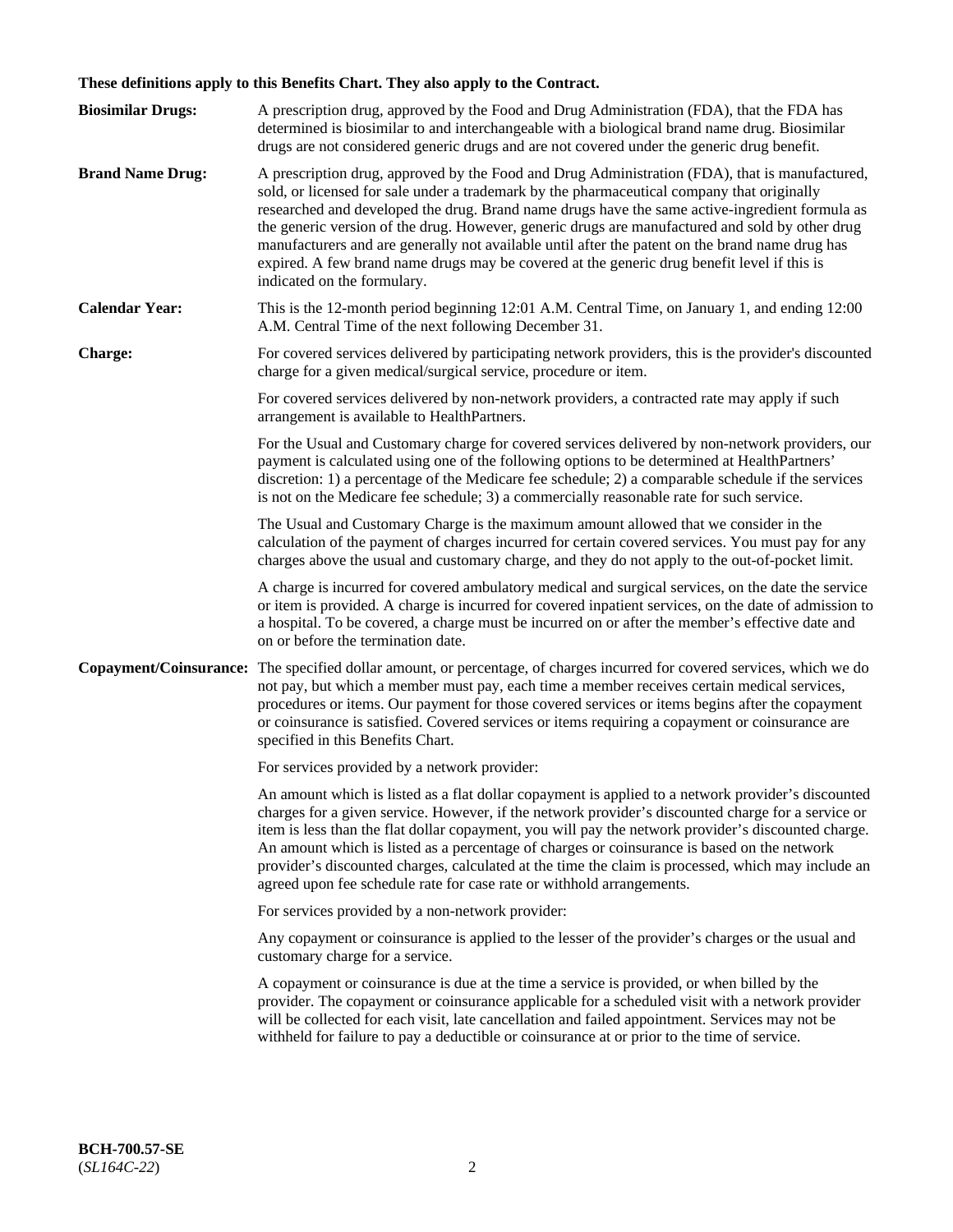**These definitions apply to this Benefits Chart. They also apply to the Contract.**

**Biosimilar Drugs:** A prescription drug, approved by the Food and Drug Administration (FDA), that the FDA has determined is biosimilar to and interchangeable with a biological brand name drug. Biosimilar drugs are not considered generic drugs and are not covered under the generic drug benefit.

**Brand Name Drug:** A prescription drug, approved by the Food and Drug Administration (FDA), that is manufactured, sold, or licensed for sale under a trademark by the pharmaceutical company that originally researched and developed the drug. Brand name drugs have the same active-ingredient formula as the generic version of the drug. However, generic drugs are manufactured and sold by other drug manufacturers and are generally not available until after the patent on the brand name drug has expired. A few brand name drugs may be covered at the generic drug benefit level if this is indicated on the formulary.

**Calendar Year:** This is the 12-month period beginning 12:01 A.M. Central Time, on January 1, and ending 12:00 A.M. Central Time of the next following December 31.

**Charge:** For covered services delivered by participating network providers, this is the provider's discounted charge for a given medical/surgical service, procedure or item.

For covered services delivered by non-network providers, a contracted rate may apply if such arrangement is available to HealthPartners.

For the Usual and Customary charge for covered services delivered by non-network providers, our payment is calculated using one of the following options to be determined at HealthPartners' discretion: 1) a percentage of the Medicare fee schedule; 2) a comparable schedule if the services is not on the Medicare fee schedule; 3) a commercially reasonable rate for such service.

The Usual and Customary Charge is the maximum amount allowed that we consider in the calculation of the payment of charges incurred for certain covered services. You must pay for any charges above the usual and customary charge, and they do not apply to the out-of-pocket limit.

A charge is incurred for covered ambulatory medical and surgical services, on the date the service or item is provided. A charge is incurred for covered inpatient services, on the date of admission to a hospital. To be covered, a charge must be incurred on or after the member's effective date and on or before the termination date.

**Copayment/Coinsurance:** The specified dollar amount, or percentage, of charges incurred for covered services, which we do not pay, but which a member must pay, each time a member receives certain medical services, procedures or items. Our payment for those covered services or items begins after the copayment or coinsurance is satisfied. Covered services or items requiring a copayment or coinsurance are specified in this Benefits Chart.

For services provided by a network provider:

An amount which is listed as a flat dollar copayment is applied to a network provider's discounted charges for a given service. However, if the network provider's discounted charge for a service or item is less than the flat dollar copayment, you will pay the network provider's discounted charge. An amount which is listed as a percentage of charges or coinsurance is based on the network provider's discounted charges, calculated at the time the claim is processed, which may include an agreed upon fee schedule rate for case rate or withhold arrangements.

For services provided by a non-network provider:

Any copayment or coinsurance is applied to the lesser of the provider's charges or the usual and customary charge for a service.

A copayment or coinsurance is due at the time a service is provided, or when billed by the provider. The copayment or coinsurance applicable for a scheduled visit with a network provider will be collected for each visit, late cancellation and failed appointment. Services may not be withheld for failure to pay a deductible or coinsurance at or prior to the time of service.

**BCH-700.57-SE**
(*SL164C-22*)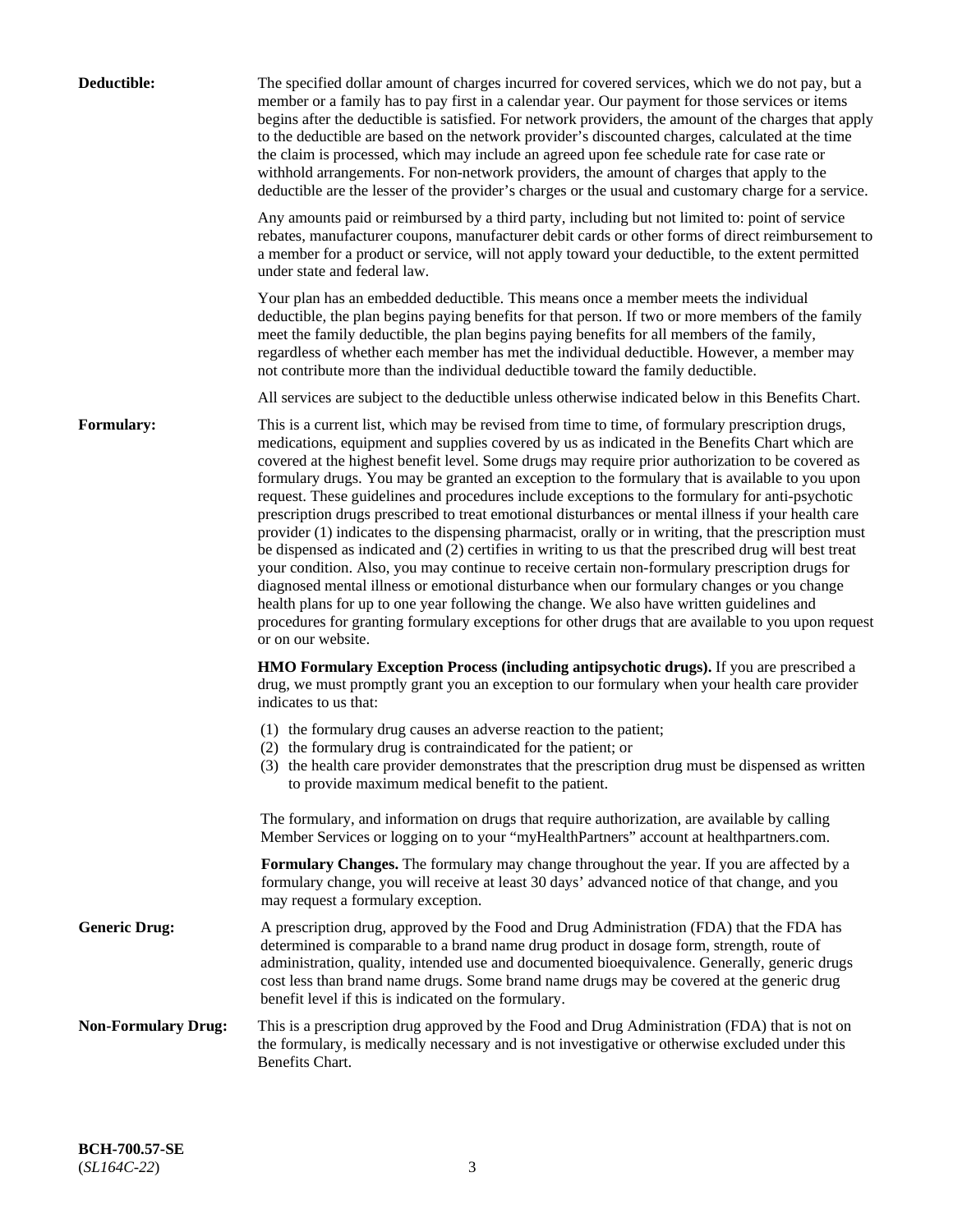**Deductible:** The specified dollar amount of charges incurred for covered services, which we do not pay, but a member or a family has to pay first in a calendar year. Our payment for those services or items begins after the deductible is satisfied. For network providers, the amount of the charges that apply to the deductible are based on the network provider's discounted charges, calculated at the time the claim is processed, which may include an agreed upon fee schedule rate for case rate or withhold arrangements. For non-network providers, the amount of charges that apply to the deductible are the lesser of the provider's charges or the usual and customary charge for a service.

Any amounts paid or reimbursed by a third party, including but not limited to: point of service rebates, manufacturer coupons, manufacturer debit cards or other forms of direct reimbursement to a member for a product or service, will not apply toward your deductible, to the extent permitted under state and federal law.

Your plan has an embedded deductible. This means once a member meets the individual deductible, the plan begins paying benefits for that person. If two or more members of the family meet the family deductible, the plan begins paying benefits for all members of the family, regardless of whether each member has met the individual deductible. However, a member may not contribute more than the individual deductible toward the family deductible.

All services are subject to the deductible unless otherwise indicated below in this Benefits Chart.

**Formulary:** This is a current list, which may be revised from time to time, of formulary prescription drugs, medications, equipment and supplies covered by us as indicated in the Benefits Chart which are covered at the highest benefit level. Some drugs may require prior authorization to be covered as formulary drugs. You may be granted an exception to the formulary that is available to you upon request. These guidelines and procedures include exceptions to the formulary for anti-psychotic prescription drugs prescribed to treat emotional disturbances or mental illness if your health care provider (1) indicates to the dispensing pharmacist, orally or in writing, that the prescription must be dispensed as indicated and (2) certifies in writing to us that the prescribed drug will best treat your condition. Also, you may continue to receive certain non-formulary prescription drugs for diagnosed mental illness or emotional disturbance when our formulary changes or you change health plans for up to one year following the change. We also have written guidelines and procedures for granting formulary exceptions for other drugs that are available to you upon request or on our website.

**HMO Formulary Exception Process (including antipsychotic drugs).** If you are prescribed a drug, we must promptly grant you an exception to our formulary when your health care provider indicates to us that:

(1) the formulary drug causes an adverse reaction to the patient;
(2) the formulary drug is contraindicated for the patient; or
(3) the health care provider demonstrates that the prescription drug must be dispensed as written to provide maximum medical benefit to the patient.

The formulary, and information on drugs that require authorization, are available by calling Member Services or logging on to your "myHealthPartners" account at healthpartners.com.

**Formulary Changes.** The formulary may change throughout the year. If you are affected by a formulary change, you will receive at least 30 days' advanced notice of that change, and you may request a formulary exception.

**Generic Drug:** A prescription drug, approved by the Food and Drug Administration (FDA) that the FDA has determined is comparable to a brand name drug product in dosage form, strength, route of administration, quality, intended use and documented bioequivalence. Generally, generic drugs cost less than brand name drugs. Some brand name drugs may be covered at the generic drug benefit level if this is indicated on the formulary.

**Non-Formulary Drug:** This is a prescription drug approved by the Food and Drug Administration (FDA) that is not on the formulary, is medically necessary and is not investigative or otherwise excluded under this Benefits Chart.

**BCH-700.57-SE**
(*SL164C-22*)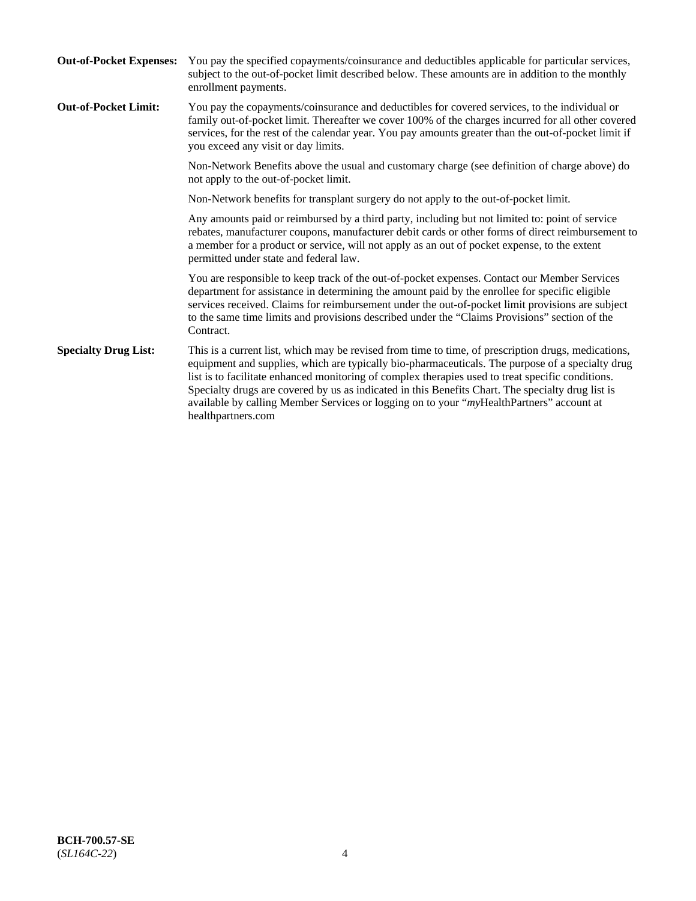**Out-of-Pocket Expenses:** You pay the specified copayments/coinsurance and deductibles applicable for particular services, subject to the out-of-pocket limit described below. These amounts are in addition to the monthly enrollment payments.

**Out-of-Pocket Limit:** You pay the copayments/coinsurance and deductibles for covered services, to the individual or family out-of-pocket limit. Thereafter we cover 100% of the charges incurred for all other covered services, for the rest of the calendar year. You pay amounts greater than the out-of-pocket limit if you exceed any visit or day limits.

Non-Network Benefits above the usual and customary charge (see definition of charge above) do not apply to the out-of-pocket limit.

Non-Network benefits for transplant surgery do not apply to the out-of-pocket limit.

Any amounts paid or reimbursed by a third party, including but not limited to: point of service rebates, manufacturer coupons, manufacturer debit cards or other forms of direct reimbursement to a member for a product or service, will not apply as an out of pocket expense, to the extent permitted under state and federal law.

You are responsible to keep track of the out-of-pocket expenses. Contact our Member Services department for assistance in determining the amount paid by the enrollee for specific eligible services received. Claims for reimbursement under the out-of-pocket limit provisions are subject to the same time limits and provisions described under the "Claims Provisions" section of the Contract.

**Specialty Drug List:** This is a current list, which may be revised from time to time, of prescription drugs, medications, equipment and supplies, which are typically bio-pharmaceuticals. The purpose of a specialty drug list is to facilitate enhanced monitoring of complex therapies used to treat specific conditions. Specialty drugs are covered by us as indicated in this Benefits Chart. The specialty drug list is available by calling Member Services or logging on to your "*my*HealthPartners" account at healthpartners.com

**BCH-700.57-SE**
(*SL164C-22*)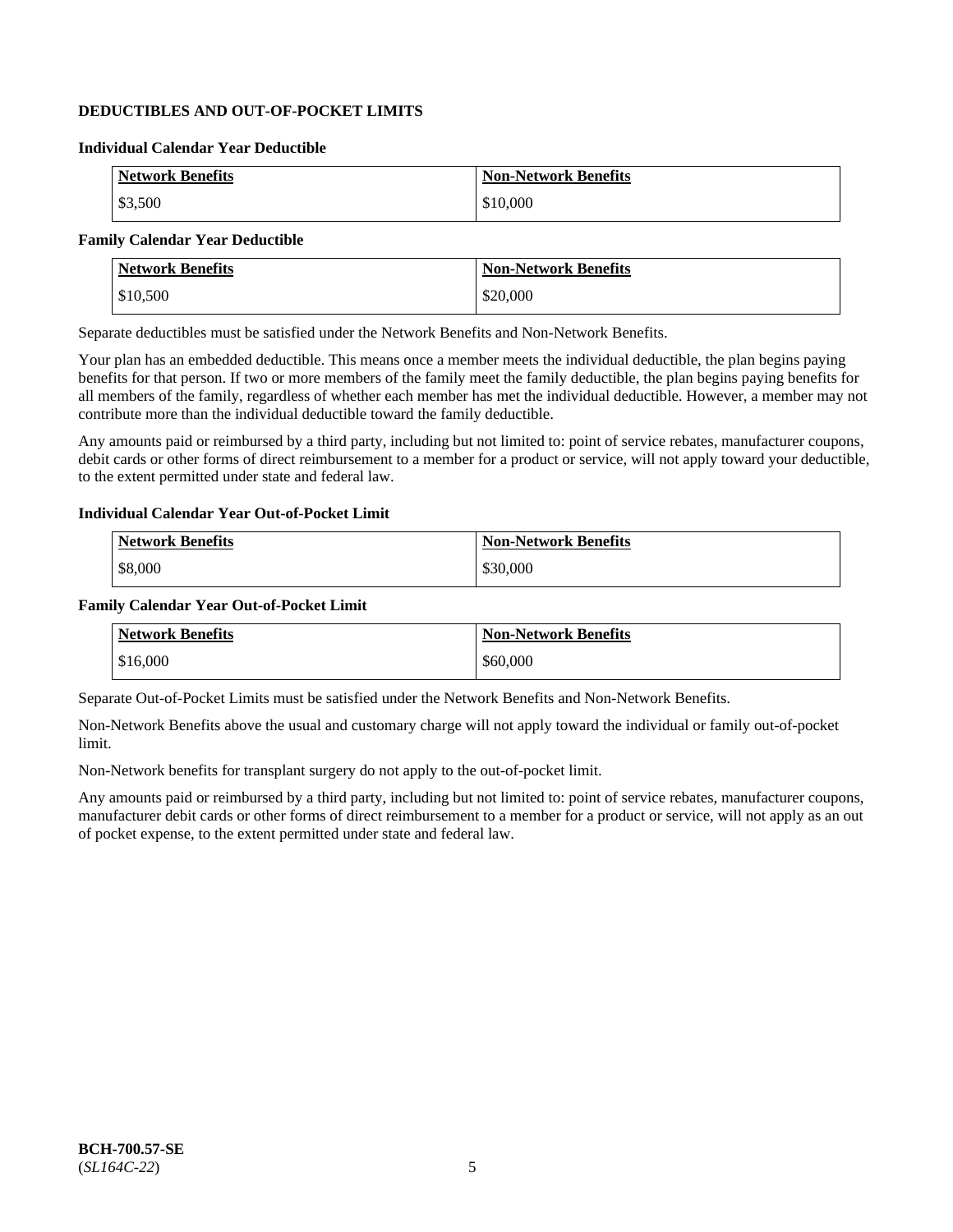## DEDUCTIBLES AND OUT-OF-POCKET LIMITS

### Individual Calendar Year Deductible

| Network Benefits | Non-Network Benefits |
|---|---|
| $3,500 | $10,000 |

### Family Calendar Year Deductible

| Network Benefits | Non-Network Benefits |
|---|---|
| $10,500 | $20,000 |

Separate deductibles must be satisfied under the Network Benefits and Non-Network Benefits.

Your plan has an embedded deductible. This means once a member meets the individual deductible, the plan begins paying benefits for that person. If two or more members of the family meet the family deductible, the plan begins paying benefits for all members of the family, regardless of whether each member has met the individual deductible. However, a member may not contribute more than the individual deductible toward the family deductible.

Any amounts paid or reimbursed by a third party, including but not limited to: point of service rebates, manufacturer coupons, debit cards or other forms of direct reimbursement to a member for a product or service, will not apply toward your deductible, to the extent permitted under state and federal law.

### Individual Calendar Year Out-of-Pocket Limit

| Network Benefits | Non-Network Benefits |
|---|---|
| $8,000 | $30,000 |

### Family Calendar Year Out-of-Pocket Limit

| Network Benefits | Non-Network Benefits |
|---|---|
| $16,000 | $60,000 |

Separate Out-of-Pocket Limits must be satisfied under the Network Benefits and Non-Network Benefits.

Non-Network Benefits above the usual and customary charge will not apply toward the individual or family out-of-pocket limit.

Non-Network benefits for transplant surgery do not apply to the out-of-pocket limit.

Any amounts paid or reimbursed by a third party, including but not limited to: point of service rebates, manufacturer coupons, manufacturer debit cards or other forms of direct reimbursement to a member for a product or service, will not apply as an out of pocket expense, to the extent permitted under state and federal law.

**BCH-700.57-SE**
(*SL164C-22*)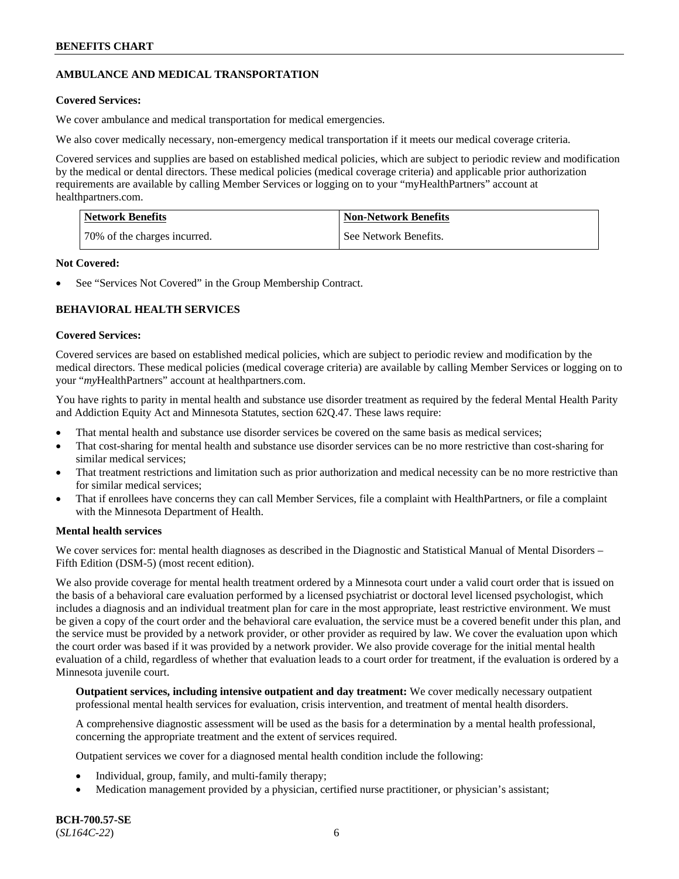## AMBULANCE AND MEDICAL TRANSPORTATION

**Covered Services:**

We cover ambulance and medical transportation for medical emergencies.

We also cover medically necessary, non-emergency medical transportation if it meets our medical coverage criteria.

Covered services and supplies are based on established medical policies, which are subject to periodic review and modification by the medical or dental directors. These medical policies (medical coverage criteria) and applicable prior authorization requirements are available by calling Member Services or logging on to your "myHealthPartners" account at healthpartners.com.

| Network Benefits | Non-Network Benefits |
| --- | --- |
| 70% of the charges incurred. | See Network Benefits. |

**Not Covered:**

- See "Services Not Covered" in the Group Membership Contract.

## BEHAVIORAL HEALTH SERVICES

**Covered Services:**

Covered services are based on established medical policies, which are subject to periodic review and modification by the medical directors. These medical policies (medical coverage criteria) are available by calling Member Services or logging on to your "*my*HealthPartners" account at healthpartners.com.

You have rights to parity in mental health and substance use disorder treatment as required by the federal Mental Health Parity and Addiction Equity Act and Minnesota Statutes, section 62Q.47. These laws require:

- That mental health and substance use disorder services be covered on the same basis as medical services;
- That cost-sharing for mental health and substance use disorder services can be no more restrictive than cost-sharing for similar medical services;
- That treatment restrictions and limitation such as prior authorization and medical necessity can be no more restrictive than for similar medical services;
- That if enrollees have concerns they can call Member Services, file a complaint with HealthPartners, or file a complaint with the Minnesota Department of Health.

**Mental health services**

We cover services for: mental health diagnoses as described in the Diagnostic and Statistical Manual of Mental Disorders – Fifth Edition (DSM-5) (most recent edition).

We also provide coverage for mental health treatment ordered by a Minnesota court under a valid court order that is issued on the basis of a behavioral care evaluation performed by a licensed psychiatrist or doctoral level licensed psychologist, which includes a diagnosis and an individual treatment plan for care in the most appropriate, least restrictive environment. We must be given a copy of the court order and the behavioral care evaluation, the service must be a covered benefit under this plan, and the service must be provided by a network provider, or other provider as required by law. We cover the evaluation upon which the court order was based if it was provided by a network provider. We also provide coverage for the initial mental health evaluation of a child, regardless of whether that evaluation leads to a court order for treatment, if the evaluation is ordered by a Minnesota juvenile court.

**Outpatient services, including intensive outpatient and day treatment:** We cover medically necessary outpatient professional mental health services for evaluation, crisis intervention, and treatment of mental health disorders.

A comprehensive diagnostic assessment will be used as the basis for a determination by a mental health professional, concerning the appropriate treatment and the extent of services required.

Outpatient services we cover for a diagnosed mental health condition include the following:

- Individual, group, family, and multi-family therapy;
- Medication management provided by a physician, certified nurse practitioner, or physician's assistant;

BCH-700.57-SE
(*SL164C-22*)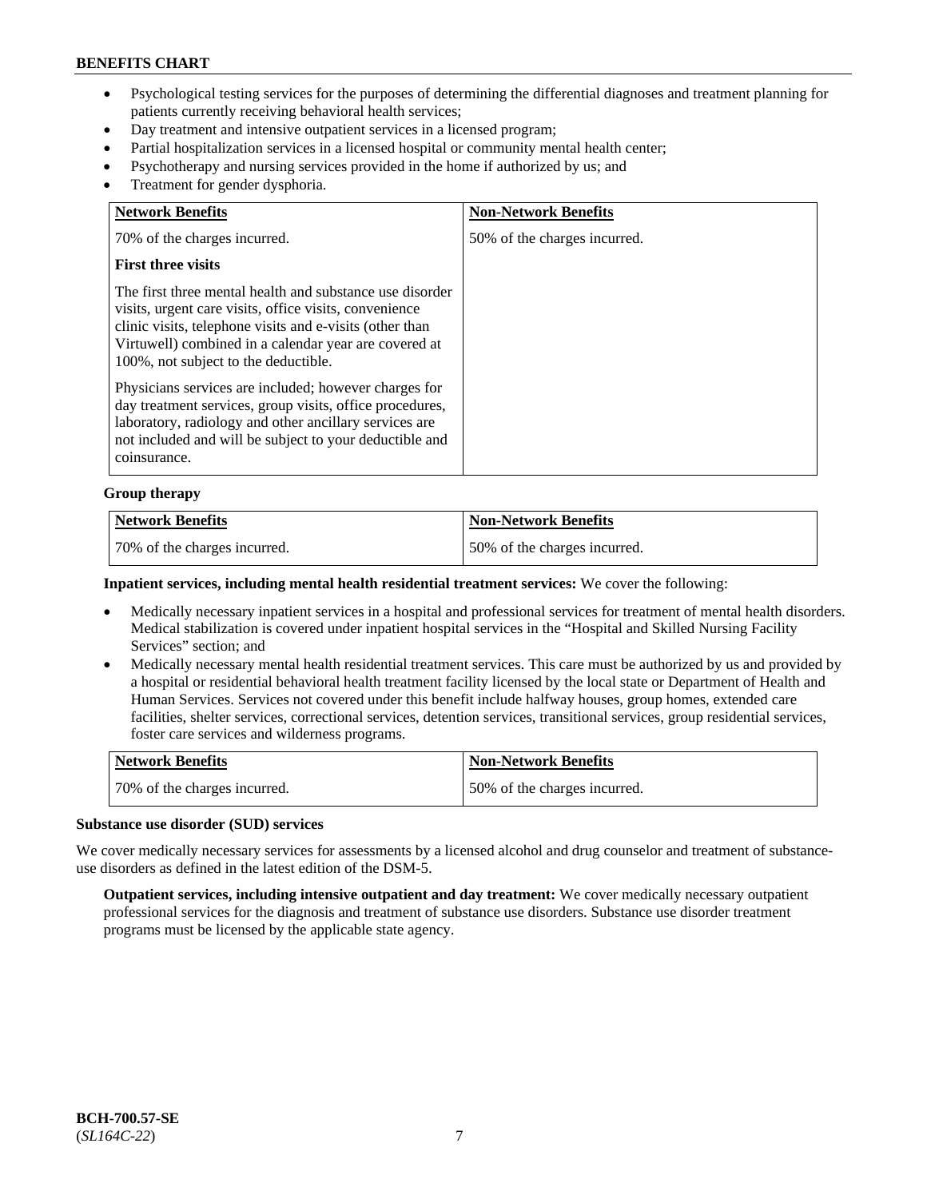- Psychological testing services for the purposes of determining the differential diagnoses and treatment planning for patients currently receiving behavioral health services;
- Day treatment and intensive outpatient services in a licensed program;
- Partial hospitalization services in a licensed hospital or community mental health center;
- Psychotherapy and nursing services provided in the home if authorized by us; and
- Treatment for gender dysphoria.

| Network Benefits | Non-Network Benefits |
|---|---|
| 70% of the charges incurred.<br><br>**First three visits**<br><br>The first three mental health and substance use disorder visits, urgent care visits, office visits, convenience clinic visits, telephone visits and e-visits (other than Virtuwell) combined in a calendar year are covered at 100%, not subject to the deductible.<br><br>Physicians services are included; however charges for day treatment services, group visits, office procedures, laboratory, radiology and other ancillary services are not included and will be subject to your deductible and coinsurance. | 50% of the charges incurred. |

**Group therapy**

| Network Benefits | Non-Network Benefits |
|---|---|
| 70% of the charges incurred. | 50% of the charges incurred. |

**Inpatient services, including mental health residential treatment services:** We cover the following:

- Medically necessary inpatient services in a hospital and professional services for treatment of mental health disorders. Medical stabilization is covered under inpatient hospital services in the "Hospital and Skilled Nursing Facility Services" section; and
- Medically necessary mental health residential treatment services. This care must be authorized by us and provided by a hospital or residential behavioral health treatment facility licensed by the local state or Department of Health and Human Services. Services not covered under this benefit include halfway houses, group homes, extended care facilities, shelter services, correctional services, detention services, transitional services, group residential services, foster care services and wilderness programs.

| Network Benefits | Non-Network Benefits |
|---|---|
| 70% of the charges incurred. | 50% of the charges incurred. |

**Substance use disorder (SUD) services**

We cover medically necessary services for assessments by a licensed alcohol and drug counselor and treatment of substance-use disorders as defined in the latest edition of the DSM-5.

**Outpatient services, including intensive outpatient and day treatment:** We cover medically necessary outpatient professional services for the diagnosis and treatment of substance use disorders. Substance use disorder treatment programs must be licensed by the applicable state agency.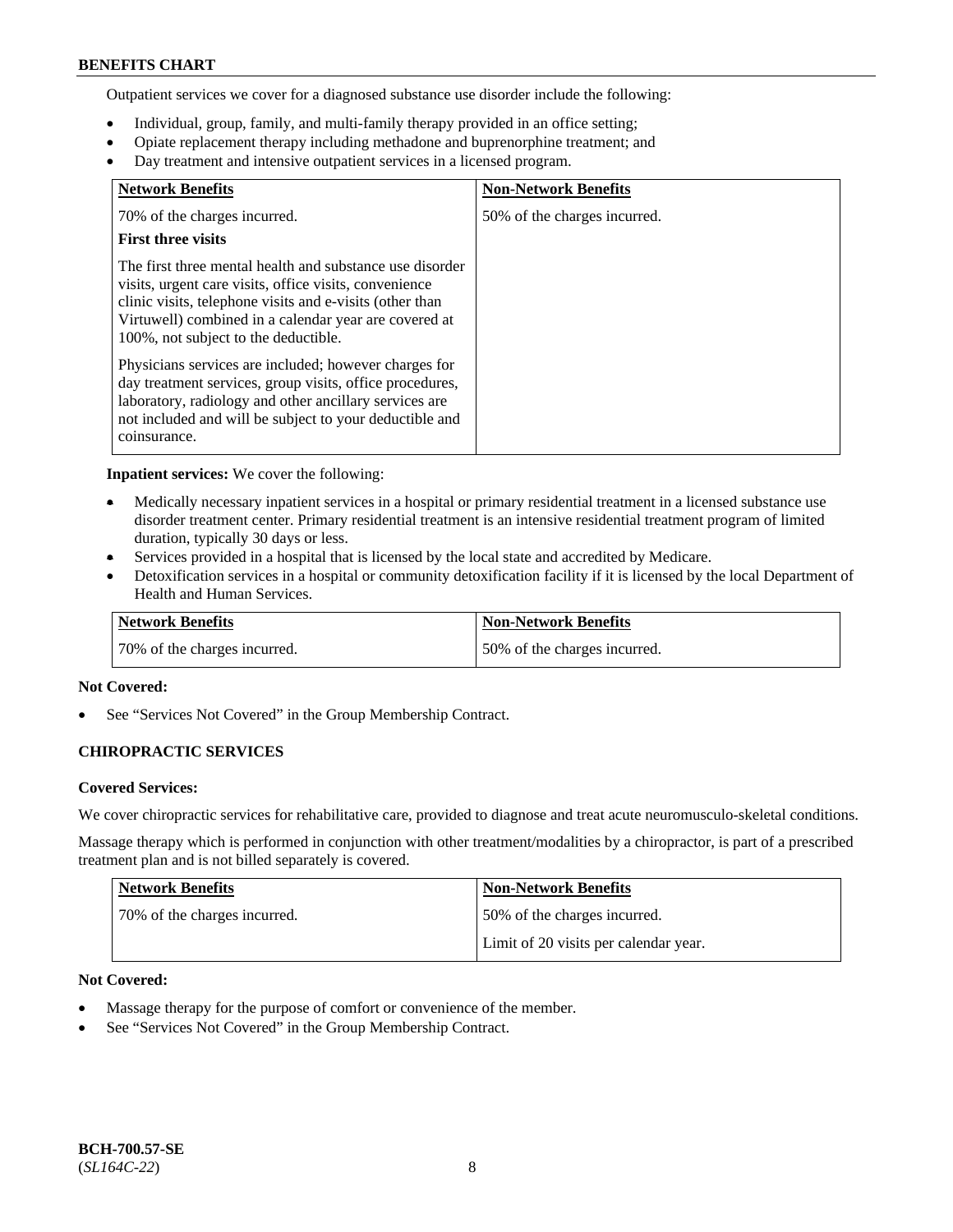Outpatient services we cover for a diagnosed substance use disorder include the following:

- Individual, group, family, and multi-family therapy provided in an office setting;
- Opiate replacement therapy including methadone and buprenorphine treatment; and
- Day treatment and intensive outpatient services in a licensed program.

| Network Benefits | Non-Network Benefits |
|---|---|
| 70% of the charges incurred.<br>**First three visits**<br>The first three mental health and substance use disorder visits, urgent care visits, office visits, convenience clinic visits, telephone visits and e-visits (other than Virtuwell) combined in a calendar year are covered at 100%, not subject to the deductible.<br>Physicians services are included; however charges for day treatment services, group visits, office procedures, laboratory, radiology and other ancillary services are not included and will be subject to your deductible and coinsurance. | 50% of the charges incurred. |

**Inpatient services:** We cover the following:

- Medically necessary inpatient services in a hospital or primary residential treatment in a licensed substance use disorder treatment center. Primary residential treatment is an intensive residential treatment program of limited duration, typically 30 days or less.
- Services provided in a hospital that is licensed by the local state and accredited by Medicare.
- Detoxification services in a hospital or community detoxification facility if it is licensed by the local Department of Health and Human Services.

| Network Benefits | Non-Network Benefits |
|---|---|
| 70% of the charges incurred. | 50% of the charges incurred. |

**Not Covered:**

- See "Services Not Covered" in the Group Membership Contract.

### CHIROPRACTIC SERVICES

**Covered Services:**

We cover chiropractic services for rehabilitative care, provided to diagnose and treat acute neuromusculo-skeletal conditions.

Massage therapy which is performed in conjunction with other treatment/modalities by a chiropractor, is part of a prescribed treatment plan and is not billed separately is covered.

| Network Benefits | Non-Network Benefits |
|---|---|
| 70% of the charges incurred. | 50% of the charges incurred.<br>Limit of 20 visits per calendar year. |

**Not Covered:**

- Massage therapy for the purpose of comfort or convenience of the member.
- See "Services Not Covered" in the Group Membership Contract.

**BCH-700.57-SE**
(*SL164C-22*)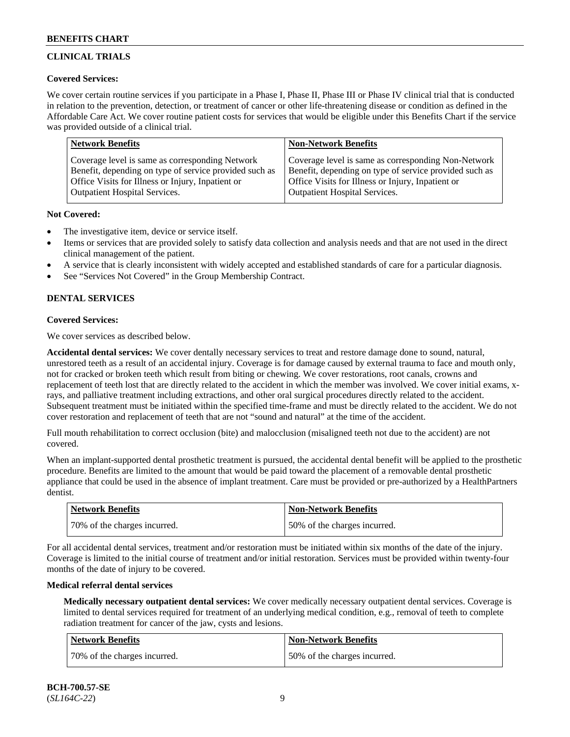## CLINICAL TRIALS

**Covered Services:**

We cover certain routine services if you participate in a Phase I, Phase II, Phase III or Phase IV clinical trial that is conducted in relation to the prevention, detection, or treatment of cancer or other life-threatening disease or condition as defined in the Affordable Care Act. We cover routine patient costs for services that would be eligible under this Benefits Chart if the service was provided outside of a clinical trial.

| Network Benefits | Non-Network Benefits |
|---|---|
| Coverage level is same as corresponding Network Benefit, depending on type of service provided such as Office Visits for Illness or Injury, Inpatient or Outpatient Hospital Services. | Coverage level is same as corresponding Non-Network Benefit, depending on type of service provided such as Office Visits for Illness or Injury, Inpatient or Outpatient Hospital Services. |

**Not Covered:**

- The investigative item, device or service itself.
- Items or services that are provided solely to satisfy data collection and analysis needs and that are not used in the direct clinical management of the patient.
- A service that is clearly inconsistent with widely accepted and established standards of care for a particular diagnosis.
- See "Services Not Covered" in the Group Membership Contract.

## DENTAL SERVICES

**Covered Services:**

We cover services as described below.

**Accidental dental services:** We cover dentally necessary services to treat and restore damage done to sound, natural, unrestored teeth as a result of an accidental injury. Coverage is for damage caused by external trauma to face and mouth only, not for cracked or broken teeth which result from biting or chewing. We cover restorations, root canals, crowns and replacement of teeth lost that are directly related to the accident in which the member was involved. We cover initial exams, x-rays, and palliative treatment including extractions, and other oral surgical procedures directly related to the accident. Subsequent treatment must be initiated within the specified time-frame and must be directly related to the accident. We do not cover restoration and replacement of teeth that are not "sound and natural" at the time of the accident.

Full mouth rehabilitation to correct occlusion (bite) and malocclusion (misaligned teeth not due to the accident) are not covered.

When an implant-supported dental prosthetic treatment is pursued, the accidental dental benefit will be applied to the prosthetic procedure. Benefits are limited to the amount that would be paid toward the placement of a removable dental prosthetic appliance that could be used in the absence of implant treatment. Care must be provided or pre-authorized by a HealthPartners dentist.

| Network Benefits | Non-Network Benefits |
|---|---|
| 70% of the charges incurred. | 50% of the charges incurred. |

For all accidental dental services, treatment and/or restoration must be initiated within six months of the date of the injury. Coverage is limited to the initial course of treatment and/or initial restoration. Services must be provided within twenty-four months of the date of injury to be covered.

**Medical referral dental services**

**Medically necessary outpatient dental services:** We cover medically necessary outpatient dental services. Coverage is limited to dental services required for treatment of an underlying medical condition, e.g., removal of teeth to complete radiation treatment for cancer of the jaw, cysts and lesions.

| Network Benefits | Non-Network Benefits |
|---|---|
| 70% of the charges incurred. | 50% of the charges incurred. |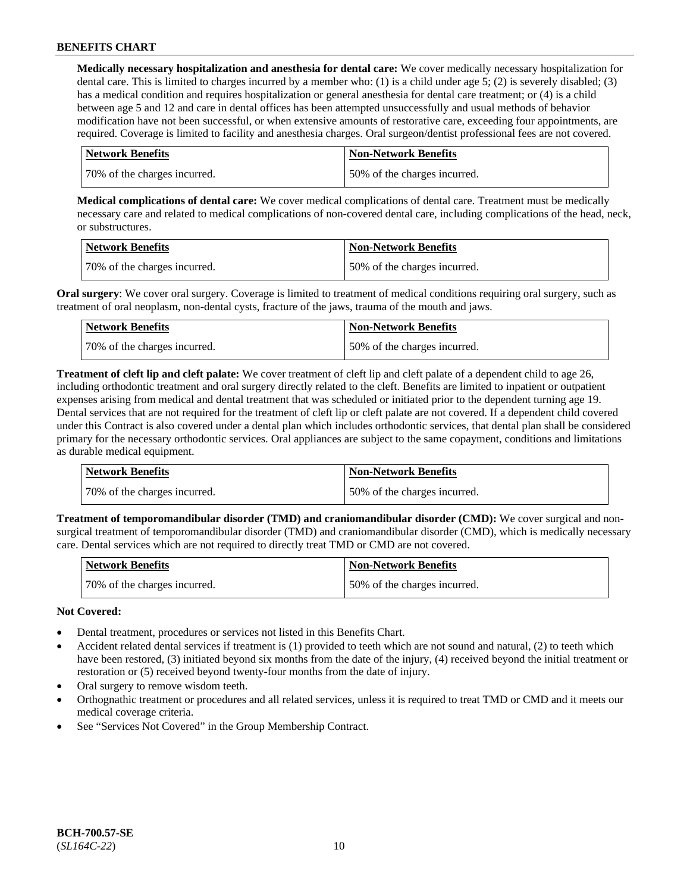**Medically necessary hospitalization and anesthesia for dental care:** We cover medically necessary hospitalization for dental care. This is limited to charges incurred by a member who: (1) is a child under age 5; (2) is severely disabled; (3) has a medical condition and requires hospitalization or general anesthesia for dental care treatment; or (4) is a child between age 5 and 12 and care in dental offices has been attempted unsuccessfully and usual methods of behavior modification have not been successful, or when extensive amounts of restorative care, exceeding four appointments, are required. Coverage is limited to facility and anesthesia charges. Oral surgeon/dentist professional fees are not covered.

| Network Benefits | Non-Network Benefits |
| --- | --- |
| 70% of the charges incurred. | 50% of the charges incurred. |

**Medical complications of dental care:** We cover medical complications of dental care. Treatment must be medically necessary care and related to medical complications of non-covered dental care, including complications of the head, neck, or substructures.

| Network Benefits | Non-Network Benefits |
| --- | --- |
| 70% of the charges incurred. | 50% of the charges incurred. |

**Oral surgery**: We cover oral surgery. Coverage is limited to treatment of medical conditions requiring oral surgery, such as treatment of oral neoplasm, non-dental cysts, fracture of the jaws, trauma of the mouth and jaws.

| Network Benefits | Non-Network Benefits |
| --- | --- |
| 70% of the charges incurred. | 50% of the charges incurred. |

**Treatment of cleft lip and cleft palate:** We cover treatment of cleft lip and cleft palate of a dependent child to age 26, including orthodontic treatment and oral surgery directly related to the cleft. Benefits are limited to inpatient or outpatient expenses arising from medical and dental treatment that was scheduled or initiated prior to the dependent turning age 19. Dental services that are not required for the treatment of cleft lip or cleft palate are not covered. If a dependent child covered under this Contract is also covered under a dental plan which includes orthodontic services, that dental plan shall be considered primary for the necessary orthodontic services. Oral appliances are subject to the same copayment, conditions and limitations as durable medical equipment.

| Network Benefits | Non-Network Benefits |
| --- | --- |
| 70% of the charges incurred. | 50% of the charges incurred. |

**Treatment of temporomandibular disorder (TMD) and craniomandibular disorder (CMD):** We cover surgical and non-surgical treatment of temporomandibular disorder (TMD) and craniomandibular disorder (CMD), which is medically necessary care. Dental services which are not required to directly treat TMD or CMD are not covered.

| Network Benefits | Non-Network Benefits |
| --- | --- |
| 70% of the charges incurred. | 50% of the charges incurred. |

**Not Covered:**

- Dental treatment, procedures or services not listed in this Benefits Chart.
- Accident related dental services if treatment is (1) provided to teeth which are not sound and natural, (2) to teeth which have been restored, (3) initiated beyond six months from the date of the injury, (4) received beyond the initial treatment or restoration or (5) received beyond twenty-four months from the date of injury.
- Oral surgery to remove wisdom teeth.
- Orthognathic treatment or procedures and all related services, unless it is required to treat TMD or CMD and it meets our medical coverage criteria.
- See "Services Not Covered" in the Group Membership Contract.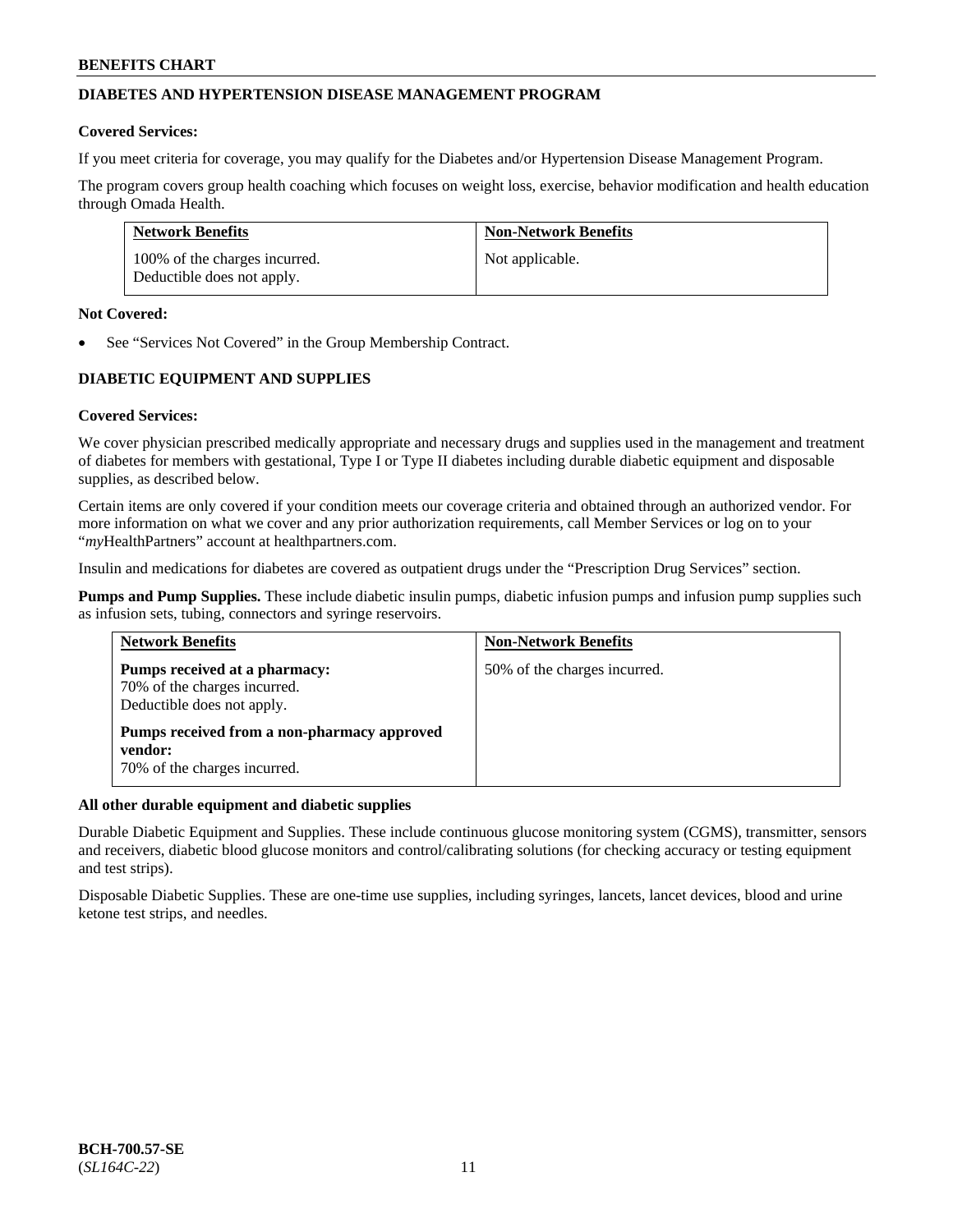## DIABETES AND HYPERTENSION DISEASE MANAGEMENT PROGRAM

**Covered Services:**

If you meet criteria for coverage, you may qualify for the Diabetes and/or Hypertension Disease Management Program.

The program covers group health coaching which focuses on weight loss, exercise, behavior modification and health education through Omada Health.

| Network Benefits | Non-Network Benefits |
| --- | --- |
| 100% of the charges incurred. Deductible does not apply. | Not applicable. |

**Not Covered:**

- See "Services Not Covered" in the Group Membership Contract.

## DIABETIC EQUIPMENT AND SUPPLIES

**Covered Services:**

We cover physician prescribed medically appropriate and necessary drugs and supplies used in the management and treatment of diabetes for members with gestational, Type I or Type II diabetes including durable diabetic equipment and disposable supplies, as described below.

Certain items are only covered if your condition meets our coverage criteria and obtained through an authorized vendor. For more information on what we cover and any prior authorization requirements, call Member Services or log on to your "*my*HealthPartners" account at healthpartners.com.

Insulin and medications for diabetes are covered as outpatient drugs under the "Prescription Drug Services" section.

**Pumps and Pump Supplies.** These include diabetic insulin pumps, diabetic infusion pumps and infusion pump supplies such as infusion sets, tubing, connectors and syringe reservoirs.

| Network Benefits | Non-Network Benefits |
| --- | --- |
| **Pumps received at a pharmacy:** 70% of the charges incurred. Deductible does not apply. **Pumps received from a non-pharmacy approved vendor:** 70% of the charges incurred. | 50% of the charges incurred. |

**All other durable equipment and diabetic supplies**

Durable Diabetic Equipment and Supplies. These include continuous glucose monitoring system (CGMS), transmitter, sensors and receivers, diabetic blood glucose monitors and control/calibrating solutions (for checking accuracy or testing equipment and test strips).

Disposable Diabetic Supplies. These are one-time use supplies, including syringes, lancets, lancet devices, blood and urine ketone test strips, and needles.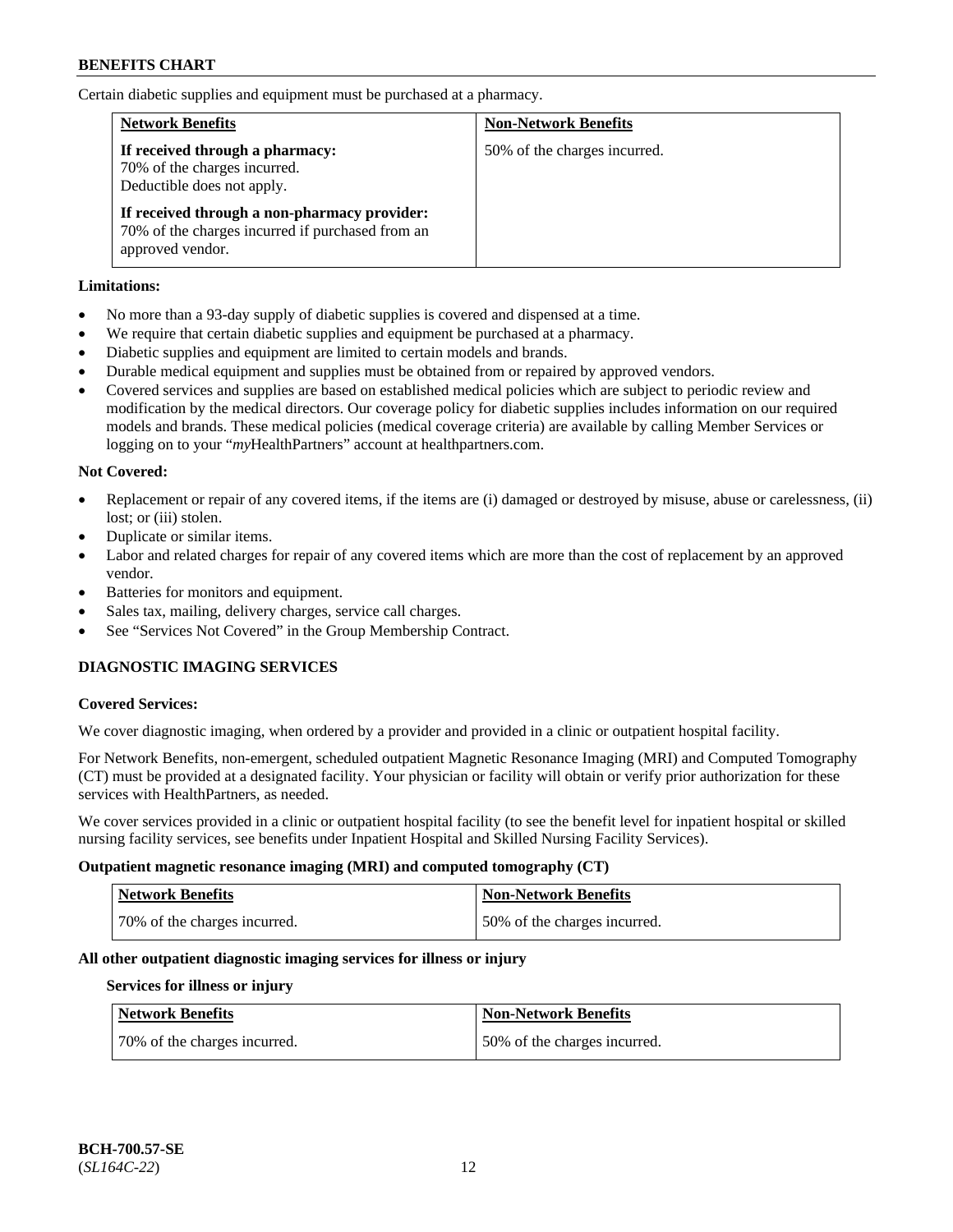Certain diabetic supplies and equipment must be purchased at a pharmacy.

| Network Benefits | Non-Network Benefits |
|---|---|
| **If received through a pharmacy:** 70% of the charges incurred. Deductible does not apply. **If received through a non-pharmacy provider:** 70% of the charges incurred if purchased from an approved vendor. | 50% of the charges incurred. |

**Limitations:**

- No more than a 93-day supply of diabetic supplies is covered and dispensed at a time.
- We require that certain diabetic supplies and equipment be purchased at a pharmacy.
- Diabetic supplies and equipment are limited to certain models and brands.
- Durable medical equipment and supplies must be obtained from or repaired by approved vendors.
- Covered services and supplies are based on established medical policies which are subject to periodic review and modification by the medical directors. Our coverage policy for diabetic supplies includes information on our required models and brands. These medical policies (medical coverage criteria) are available by calling Member Services or logging on to your "*my*HealthPartners" account at healthpartners.com.

**Not Covered:**

- Replacement or repair of any covered items, if the items are (i) damaged or destroyed by misuse, abuse or carelessness, (ii) lost; or (iii) stolen.
- Duplicate or similar items.
- Labor and related charges for repair of any covered items which are more than the cost of replacement by an approved vendor.
- Batteries for monitors and equipment.
- Sales tax, mailing, delivery charges, service call charges.
- See "Services Not Covered" in the Group Membership Contract.

### DIAGNOSTIC IMAGING SERVICES

**Covered Services:**

We cover diagnostic imaging, when ordered by a provider and provided in a clinic or outpatient hospital facility.

For Network Benefits, non-emergent, scheduled outpatient Magnetic Resonance Imaging (MRI) and Computed Tomography (CT) must be provided at a designated facility. Your physician or facility will obtain or verify prior authorization for these services with HealthPartners, as needed.

We cover services provided in a clinic or outpatient hospital facility (to see the benefit level for inpatient hospital or skilled nursing facility services, see benefits under Inpatient Hospital and Skilled Nursing Facility Services).

**Outpatient magnetic resonance imaging (MRI) and computed tomography (CT)**

| Network Benefits | Non-Network Benefits |
|---|---|
| 70% of the charges incurred. | 50% of the charges incurred. |

**All other outpatient diagnostic imaging services for illness or injury**

**Services for illness or injury**

| Network Benefits | Non-Network Benefits |
|---|---|
| 70% of the charges incurred. | 50% of the charges incurred. |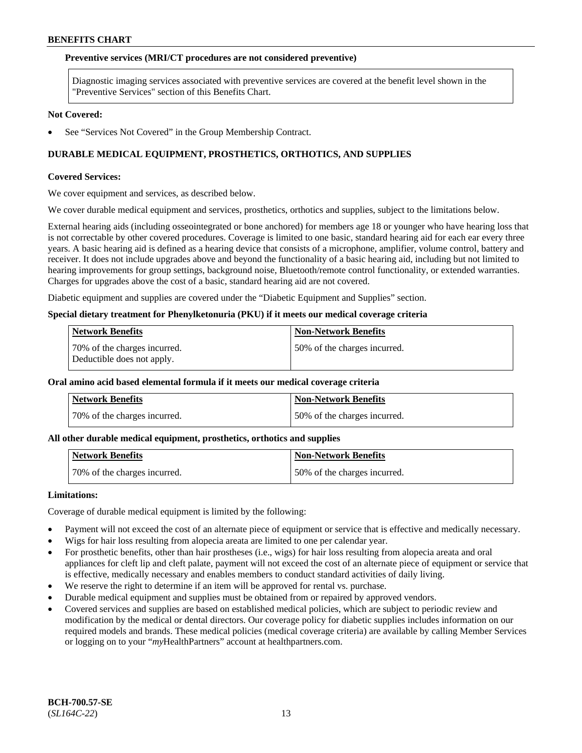**Preventive services (MRI/CT procedures are not considered preventive)**

Diagnostic imaging services associated with preventive services are covered at the benefit level shown in the "Preventive Services" section of this Benefits Chart.

**Not Covered:**

- See "Services Not Covered" in the Group Membership Contract.

## DURABLE MEDICAL EQUIPMENT, PROSTHETICS, ORTHOTICS, AND SUPPLIES

**Covered Services:**

We cover equipment and services, as described below.

We cover durable medical equipment and services, prosthetics, orthotics and supplies, subject to the limitations below.

External hearing aids (including osseointegrated or bone anchored) for members age 18 or younger who have hearing loss that is not correctable by other covered procedures. Coverage is limited to one basic, standard hearing aid for each ear every three years. A basic hearing aid is defined as a hearing device that consists of a microphone, amplifier, volume control, battery and receiver. It does not include upgrades above and beyond the functionality of a basic hearing aid, including but not limited to hearing improvements for group settings, background noise, Bluetooth/remote control functionality, or extended warranties. Charges for upgrades above the cost of a basic, standard hearing aid are not covered.

Diabetic equipment and supplies are covered under the "Diabetic Equipment and Supplies" section.

**Special dietary treatment for Phenylketonuria (PKU) if it meets our medical coverage criteria**

| Network Benefits | Non-Network Benefits |
|---|---|
| 70% of the charges incurred. Deductible does not apply. | 50% of the charges incurred. |

**Oral amino acid based elemental formula if it meets our medical coverage criteria**

| Network Benefits | Non-Network Benefits |
|---|---|
| 70% of the charges incurred. | 50% of the charges incurred. |

**All other durable medical equipment, prosthetics, orthotics and supplies**

| Network Benefits | Non-Network Benefits |
|---|---|
| 70% of the charges incurred. | 50% of the charges incurred. |

**Limitations:**

Coverage of durable medical equipment is limited by the following:

- Payment will not exceed the cost of an alternate piece of equipment or service that is effective and medically necessary.
- Wigs for hair loss resulting from alopecia areata are limited to one per calendar year.
- For prosthetic benefits, other than hair prostheses (i.e., wigs) for hair loss resulting from alopecia areata and oral appliances for cleft lip and cleft palate, payment will not exceed the cost of an alternate piece of equipment or service that is effective, medically necessary and enables members to conduct standard activities of daily living.
- We reserve the right to determine if an item will be approved for rental vs. purchase.
- Durable medical equipment and supplies must be obtained from or repaired by approved vendors.
- Covered services and supplies are based on established medical policies, which are subject to periodic review and modification by the medical or dental directors. Our coverage policy for diabetic supplies includes information on our required models and brands. These medical policies (medical coverage criteria) are available by calling Member Services or logging on to your "*my*HealthPartners" account at healthpartners.com.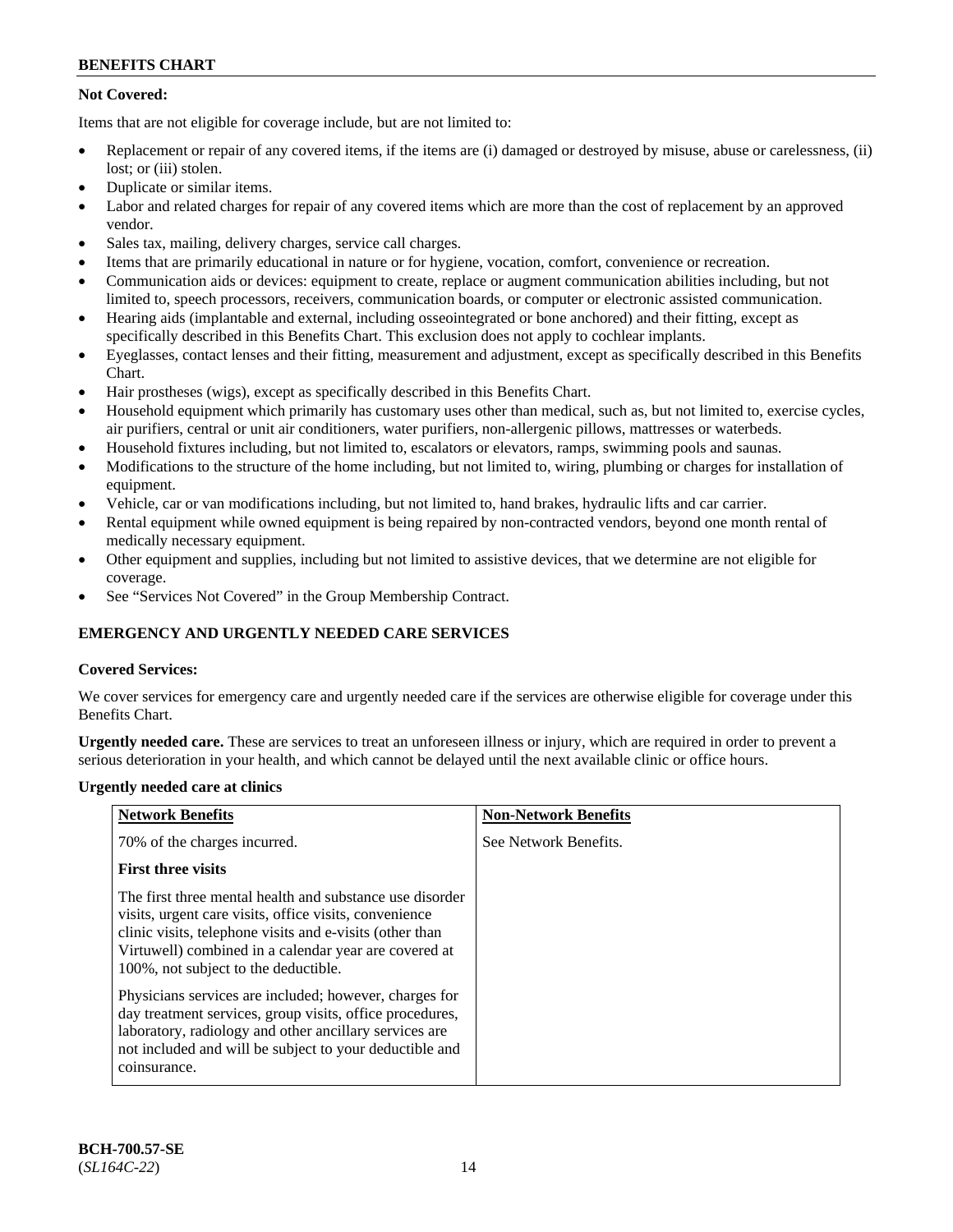**Not Covered:**

Items that are not eligible for coverage include, but are not limited to:

- Replacement or repair of any covered items, if the items are (i) damaged or destroyed by misuse, abuse or carelessness, (ii) lost; or (iii) stolen.
- Duplicate or similar items.
- Labor and related charges for repair of any covered items which are more than the cost of replacement by an approved vendor.
- Sales tax, mailing, delivery charges, service call charges.
- Items that are primarily educational in nature or for hygiene, vocation, comfort, convenience or recreation.
- Communication aids or devices: equipment to create, replace or augment communication abilities including, but not limited to, speech processors, receivers, communication boards, or computer or electronic assisted communication.
- Hearing aids (implantable and external, including osseointegrated or bone anchored) and their fitting, except as specifically described in this Benefits Chart. This exclusion does not apply to cochlear implants.
- Eyeglasses, contact lenses and their fitting, measurement and adjustment, except as specifically described in this Benefits Chart.
- Hair prostheses (wigs), except as specifically described in this Benefits Chart.
- Household equipment which primarily has customary uses other than medical, such as, but not limited to, exercise cycles, air purifiers, central or unit air conditioners, water purifiers, non-allergenic pillows, mattresses or waterbeds.
- Household fixtures including, but not limited to, escalators or elevators, ramps, swimming pools and saunas.
- Modifications to the structure of the home including, but not limited to, wiring, plumbing or charges for installation of equipment.
- Vehicle, car or van modifications including, but not limited to, hand brakes, hydraulic lifts and car carrier.
- Rental equipment while owned equipment is being repaired by non-contracted vendors, beyond one month rental of medically necessary equipment.
- Other equipment and supplies, including but not limited to assistive devices, that we determine are not eligible for coverage.
- See "Services Not Covered" in the Group Membership Contract.

## EMERGENCY AND URGENTLY NEEDED CARE SERVICES

**Covered Services:**

We cover services for emergency care and urgently needed care if the services are otherwise eligible for coverage under this Benefits Chart.

**Urgently needed care.** These are services to treat an unforeseen illness or injury, which are required in order to prevent a serious deterioration in your health, and which cannot be delayed until the next available clinic or office hours.

**Urgently needed care at clinics**

| Network Benefits | Non-Network Benefits |
| --- | --- |
| 70% of the charges incurred.<br><br>**First three visits**<br><br>The first three mental health and substance use disorder visits, urgent care visits, office visits, convenience clinic visits, telephone visits and e-visits (other than Virtuwell) combined in a calendar year are covered at 100%, not subject to the deductible.<br><br>Physicians services are included; however, charges for day treatment services, group visits, office procedures, laboratory, radiology and other ancillary services are not included and will be subject to your deductible and coinsurance. | See Network Benefits. |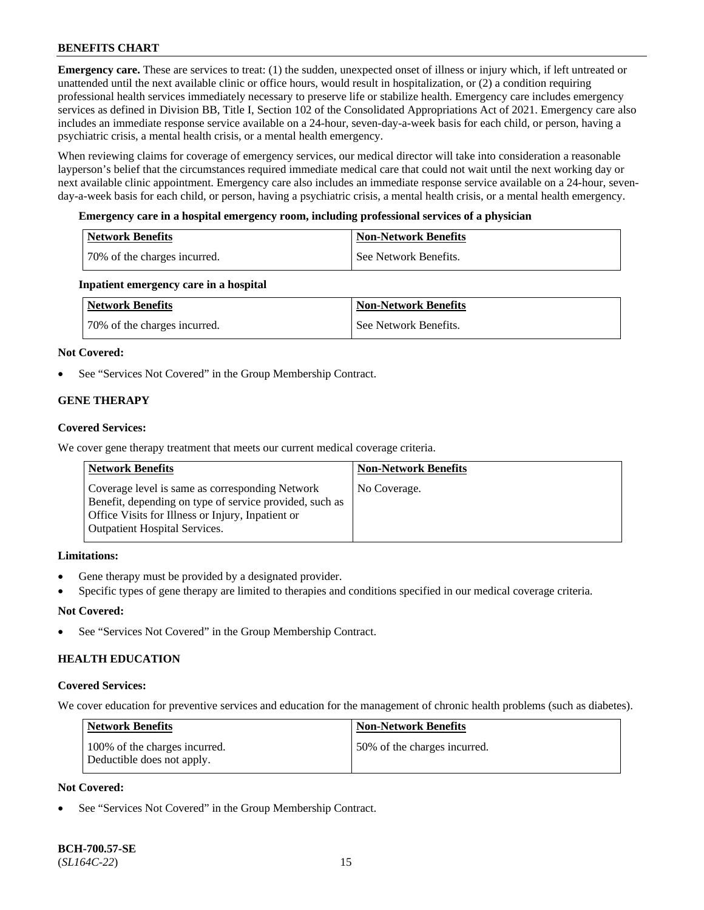**Emergency care.** These are services to treat: (1) the sudden, unexpected onset of illness or injury which, if left untreated or unattended until the next available clinic or office hours, would result in hospitalization, or (2) a condition requiring professional health services immediately necessary to preserve life or stabilize health. Emergency care includes emergency services as defined in Division BB, Title I, Section 102 of the Consolidated Appropriations Act of 2021. Emergency care also includes an immediate response service available on a 24-hour, seven-day-a-week basis for each child, or person, having a psychiatric crisis, a mental health crisis, or a mental health emergency.

When reviewing claims for coverage of emergency services, our medical director will take into consideration a reasonable layperson's belief that the circumstances required immediate medical care that could not wait until the next working day or next available clinic appointment. Emergency care also includes an immediate response service available on a 24-hour, seven-day-a-week basis for each child, or person, having a psychiatric crisis, a mental health crisis, or a mental health emergency.

**Emergency care in a hospital emergency room, including professional services of a physician**

| Network Benefits | Non-Network Benefits |
| --- | --- |
| 70% of the charges incurred. | See Network Benefits. |

**Inpatient emergency care in a hospital**

| Network Benefits | Non-Network Benefits |
| --- | --- |
| 70% of the charges incurred. | See Network Benefits. |

**Not Covered:**

- See "Services Not Covered" in the Group Membership Contract.

## GENE THERAPY

**Covered Services:**

We cover gene therapy treatment that meets our current medical coverage criteria.

| Network Benefits | Non-Network Benefits |
| --- | --- |
| Coverage level is same as corresponding Network Benefit, depending on type of service provided, such as Office Visits for Illness or Injury, Inpatient or Outpatient Hospital Services. | No Coverage. |

**Limitations:**

- Gene therapy must be provided by a designated provider.
- Specific types of gene therapy are limited to therapies and conditions specified in our medical coverage criteria.

**Not Covered:**

- See "Services Not Covered" in the Group Membership Contract.

## HEALTH EDUCATION

**Covered Services:**

We cover education for preventive services and education for the management of chronic health problems (such as diabetes).

| Network Benefits | Non-Network Benefits |
| --- | --- |
| 100% of the charges incurred. Deductible does not apply. | 50% of the charges incurred. |

**Not Covered:**

- See "Services Not Covered" in the Group Membership Contract.

**BCH-700.57-SE**
(*SL164C-22*)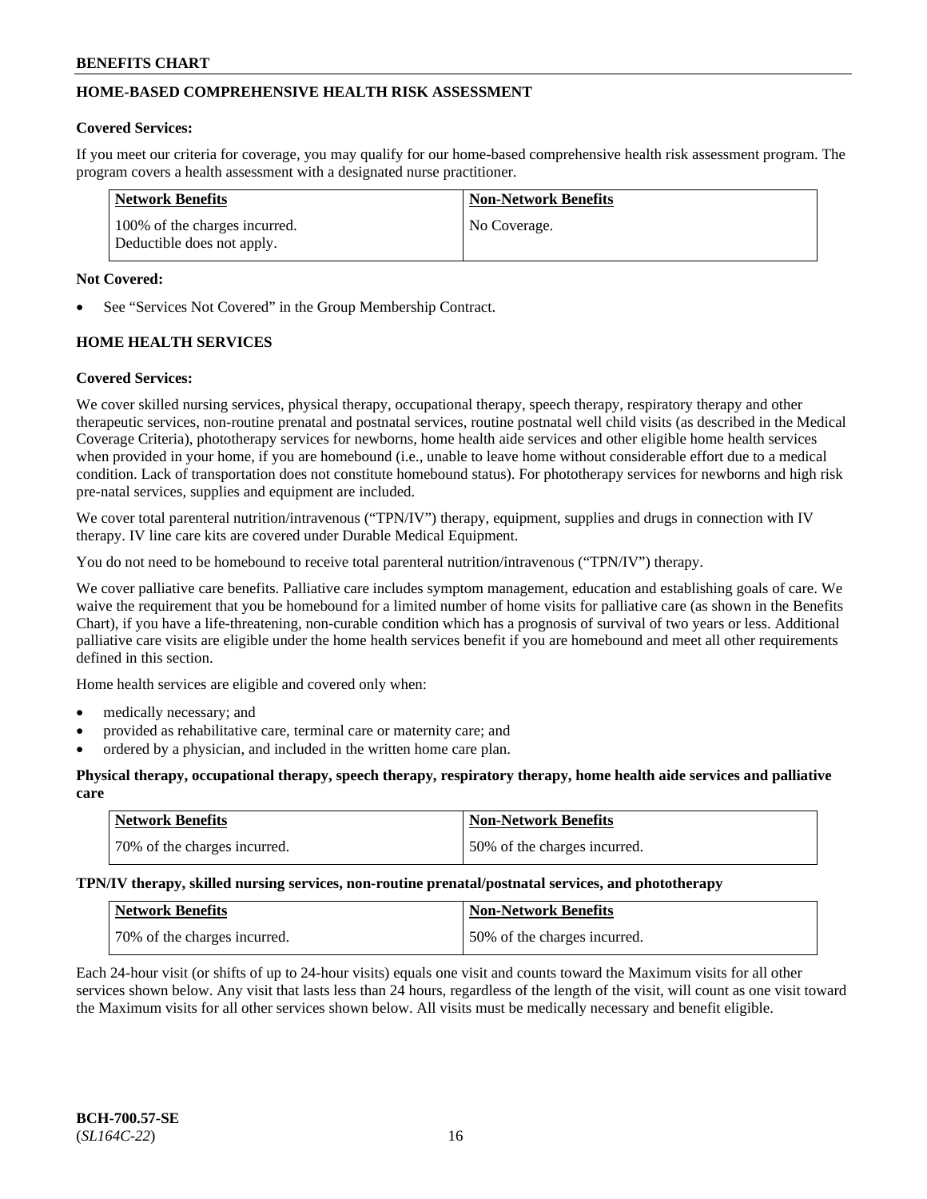## HOME-BASED COMPREHENSIVE HEALTH RISK ASSESSMENT

**Covered Services:**

If you meet our criteria for coverage, you may qualify for our home-based comprehensive health risk assessment program. The program covers a health assessment with a designated nurse practitioner.

| Network Benefits | Non-Network Benefits |
|---|---|
| 100% of the charges incurred. Deductible does not apply. | No Coverage. |

**Not Covered:**

- See "Services Not Covered" in the Group Membership Contract.

## HOME HEALTH SERVICES

**Covered Services:**

We cover skilled nursing services, physical therapy, occupational therapy, speech therapy, respiratory therapy and other therapeutic services, non-routine prenatal and postnatal services, routine postnatal well child visits (as described in the Medical Coverage Criteria), phototherapy services for newborns, home health aide services and other eligible home health services when provided in your home, if you are homebound (i.e., unable to leave home without considerable effort due to a medical condition. Lack of transportation does not constitute homebound status). For phototherapy services for newborns and high risk pre-natal services, supplies and equipment are included.

We cover total parenteral nutrition/intravenous ("TPN/IV") therapy, equipment, supplies and drugs in connection with IV therapy. IV line care kits are covered under Durable Medical Equipment.

You do not need to be homebound to receive total parenteral nutrition/intravenous ("TPN/IV") therapy.

We cover palliative care benefits. Palliative care includes symptom management, education and establishing goals of care. We waive the requirement that you be homebound for a limited number of home visits for palliative care (as shown in the Benefits Chart), if you have a life-threatening, non-curable condition which has a prognosis of survival of two years or less. Additional palliative care visits are eligible under the home health services benefit if you are homebound and meet all other requirements defined in this section.

Home health services are eligible and covered only when:

- medically necessary; and
- provided as rehabilitative care, terminal care or maternity care; and
- ordered by a physician, and included in the written home care plan.

**Physical therapy, occupational therapy, speech therapy, respiratory therapy, home health aide services and palliative care**

| Network Benefits | Non-Network Benefits |
|---|---|
| 70% of the charges incurred. | 50% of the charges incurred. |

**TPN/IV therapy, skilled nursing services, non-routine prenatal/postnatal services, and phototherapy**

| Network Benefits | Non-Network Benefits |
|---|---|
| 70% of the charges incurred. | 50% of the charges incurred. |

Each 24-hour visit (or shifts of up to 24-hour visits) equals one visit and counts toward the Maximum visits for all other services shown below. Any visit that lasts less than 24 hours, regardless of the length of the visit, will count as one visit toward the Maximum visits for all other services shown below. All visits must be medically necessary and benefit eligible.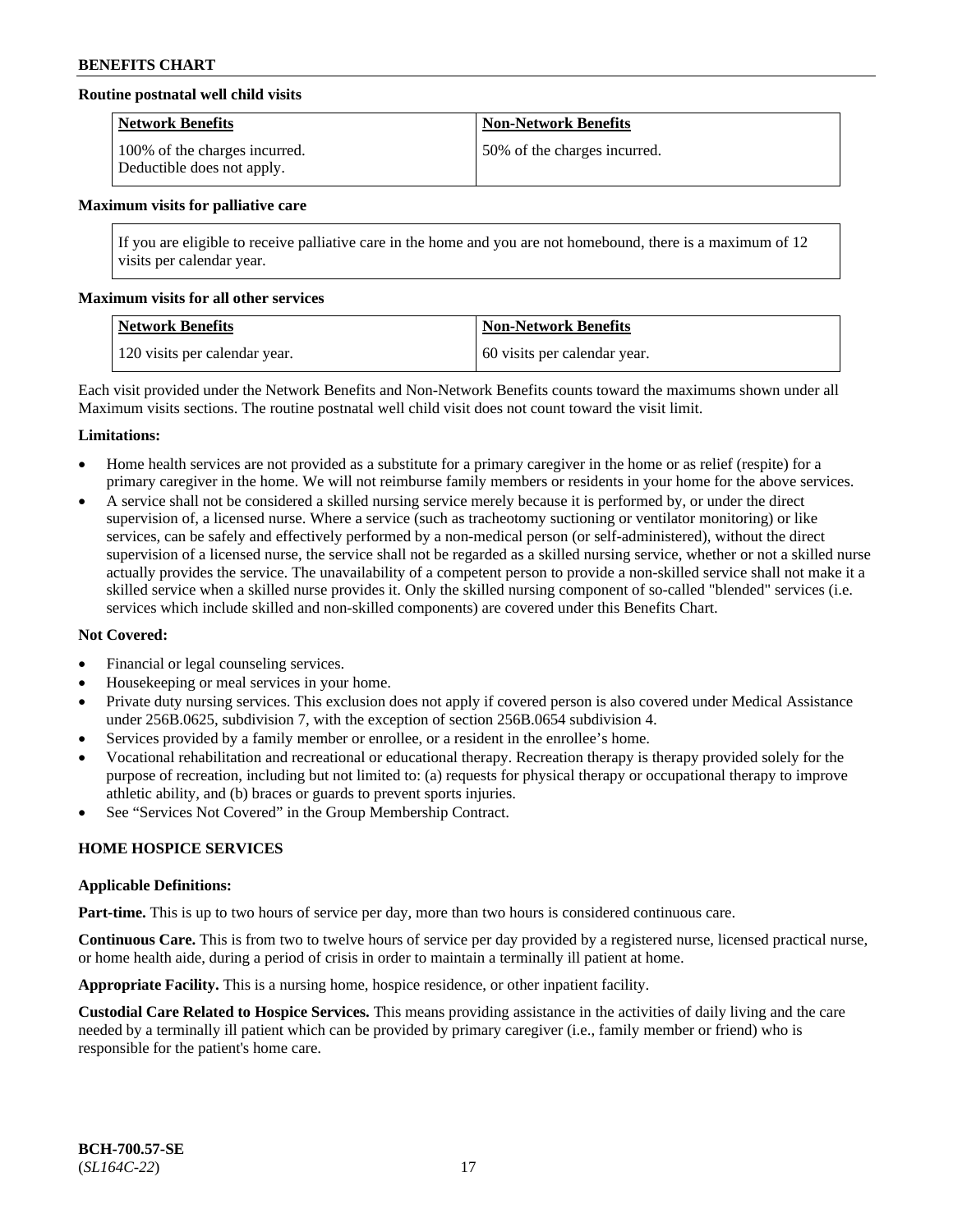**Routine postnatal well child visits**

| Network Benefits | Non-Network Benefits |
|---|---|
| 100% of the charges incurred. Deductible does not apply. | 50% of the charges incurred. |

**Maximum visits for palliative care**

If you are eligible to receive palliative care in the home and you are not homebound, there is a maximum of 12 visits per calendar year.

**Maximum visits for all other services**

| Network Benefits | Non-Network Benefits |
|---|---|
| 120 visits per calendar year. | 60 visits per calendar year. |

Each visit provided under the Network Benefits and Non-Network Benefits counts toward the maximums shown under all Maximum visits sections. The routine postnatal well child visit does not count toward the visit limit.

**Limitations:**

- Home health services are not provided as a substitute for a primary caregiver in the home or as relief (respite) for a primary caregiver in the home. We will not reimburse family members or residents in your home for the above services.
- A service shall not be considered a skilled nursing service merely because it is performed by, or under the direct supervision of, a licensed nurse. Where a service (such as tracheotomy suctioning or ventilator monitoring) or like services, can be safely and effectively performed by a non-medical person (or self-administered), without the direct supervision of a licensed nurse, the service shall not be regarded as a skilled nursing service, whether or not a skilled nurse actually provides the service. The unavailability of a competent person to provide a non-skilled service shall not make it a skilled service when a skilled nurse provides it. Only the skilled nursing component of so-called "blended" services (i.e. services which include skilled and non-skilled components) are covered under this Benefits Chart.

**Not Covered:**

- Financial or legal counseling services.
- Housekeeping or meal services in your home.
- Private duty nursing services. This exclusion does not apply if covered person is also covered under Medical Assistance under 256B.0625, subdivision 7, with the exception of section 256B.0654 subdivision 4.
- Services provided by a family member or enrollee, or a resident in the enrollee's home.
- Vocational rehabilitation and recreational or educational therapy. Recreation therapy is therapy provided solely for the purpose of recreation, including but not limited to: (a) requests for physical therapy or occupational therapy to improve athletic ability, and (b) braces or guards to prevent sports injuries.
- See "Services Not Covered" in the Group Membership Contract.

## HOME HOSPICE SERVICES

**Applicable Definitions:**

**Part-time.** This is up to two hours of service per day, more than two hours is considered continuous care.

**Continuous Care.** This is from two to twelve hours of service per day provided by a registered nurse, licensed practical nurse, or home health aide, during a period of crisis in order to maintain a terminally ill patient at home.

**Appropriate Facility.** This is a nursing home, hospice residence, or other inpatient facility.

**Custodial Care Related to Hospice Services.** This means providing assistance in the activities of daily living and the care needed by a terminally ill patient which can be provided by primary caregiver (i.e., family member or friend) who is responsible for the patient's home care.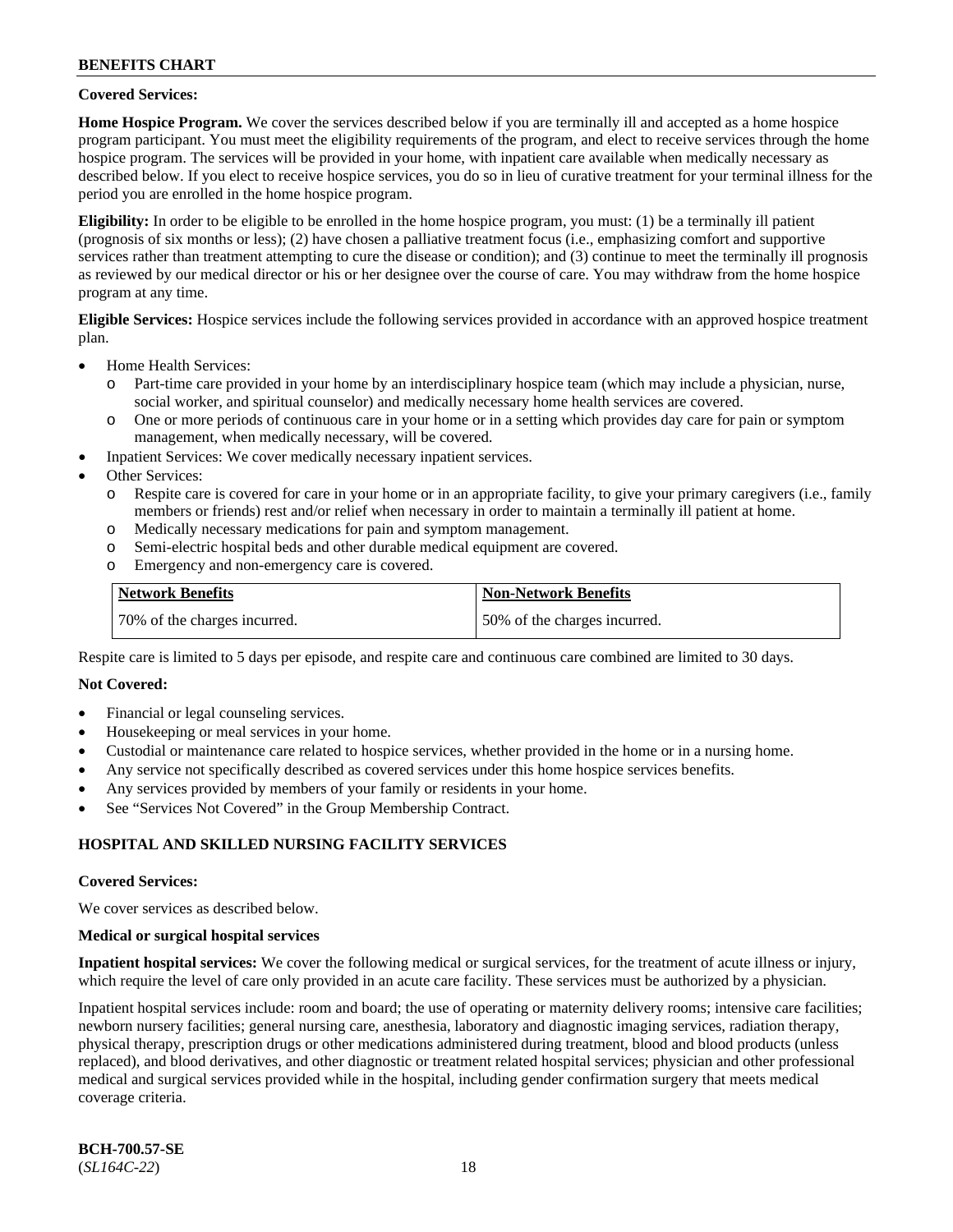**Covered Services:**

**Home Hospice Program.** We cover the services described below if you are terminally ill and accepted as a home hospice program participant. You must meet the eligibility requirements of the program, and elect to receive services through the home hospice program. The services will be provided in your home, with inpatient care available when medically necessary as described below. If you elect to receive hospice services, you do so in lieu of curative treatment for your terminal illness for the period you are enrolled in the home hospice program.

**Eligibility:** In order to be eligible to be enrolled in the home hospice program, you must: (1) be a terminally ill patient (prognosis of six months or less); (2) have chosen a palliative treatment focus (i.e., emphasizing comfort and supportive services rather than treatment attempting to cure the disease or condition); and (3) continue to meet the terminally ill prognosis as reviewed by our medical director or his or her designee over the course of care. You may withdraw from the home hospice program at any time.

**Eligible Services:** Hospice services include the following services provided in accordance with an approved hospice treatment plan.

- Home Health Services:
  - Part-time care provided in your home by an interdisciplinary hospice team (which may include a physician, nurse, social worker, and spiritual counselor) and medically necessary home health services are covered.
  - One or more periods of continuous care in your home or in a setting which provides day care for pain or symptom management, when medically necessary, will be covered.
- Inpatient Services: We cover medically necessary inpatient services.
- Other Services:
  - Respite care is covered for care in your home or in an appropriate facility, to give your primary caregivers (i.e., family members or friends) rest and/or relief when necessary in order to maintain a terminally ill patient at home.
  - Medically necessary medications for pain and symptom management.
  - Semi-electric hospital beds and other durable medical equipment are covered.
  - Emergency and non-emergency care is covered.

| Network Benefits | Non-Network Benefits |
|---|---|
| 70% of the charges incurred. | 50% of the charges incurred. |

Respite care is limited to 5 days per episode, and respite care and continuous care combined are limited to 30 days.

**Not Covered:**

- Financial or legal counseling services.
- Housekeeping or meal services in your home.
- Custodial or maintenance care related to hospice services, whether provided in the home or in a nursing home.
- Any service not specifically described as covered services under this home hospice services benefits.
- Any services provided by members of your family or residents in your home.
- See "Services Not Covered" in the Group Membership Contract.

## HOSPITAL AND SKILLED NURSING FACILITY SERVICES

**Covered Services:**

We cover services as described below.

**Medical or surgical hospital services**

**Inpatient hospital services:** We cover the following medical or surgical services, for the treatment of acute illness or injury, which require the level of care only provided in an acute care facility. These services must be authorized by a physician.

Inpatient hospital services include: room and board; the use of operating or maternity delivery rooms; intensive care facilities; newborn nursery facilities; general nursing care, anesthesia, laboratory and diagnostic imaging services, radiation therapy, physical therapy, prescription drugs or other medications administered during treatment, blood and blood products (unless replaced), and blood derivatives, and other diagnostic or treatment related hospital services; physician and other professional medical and surgical services provided while in the hospital, including gender confirmation surgery that meets medical coverage criteria.

**BCH-700.57-SE**
(*SL164C-22*)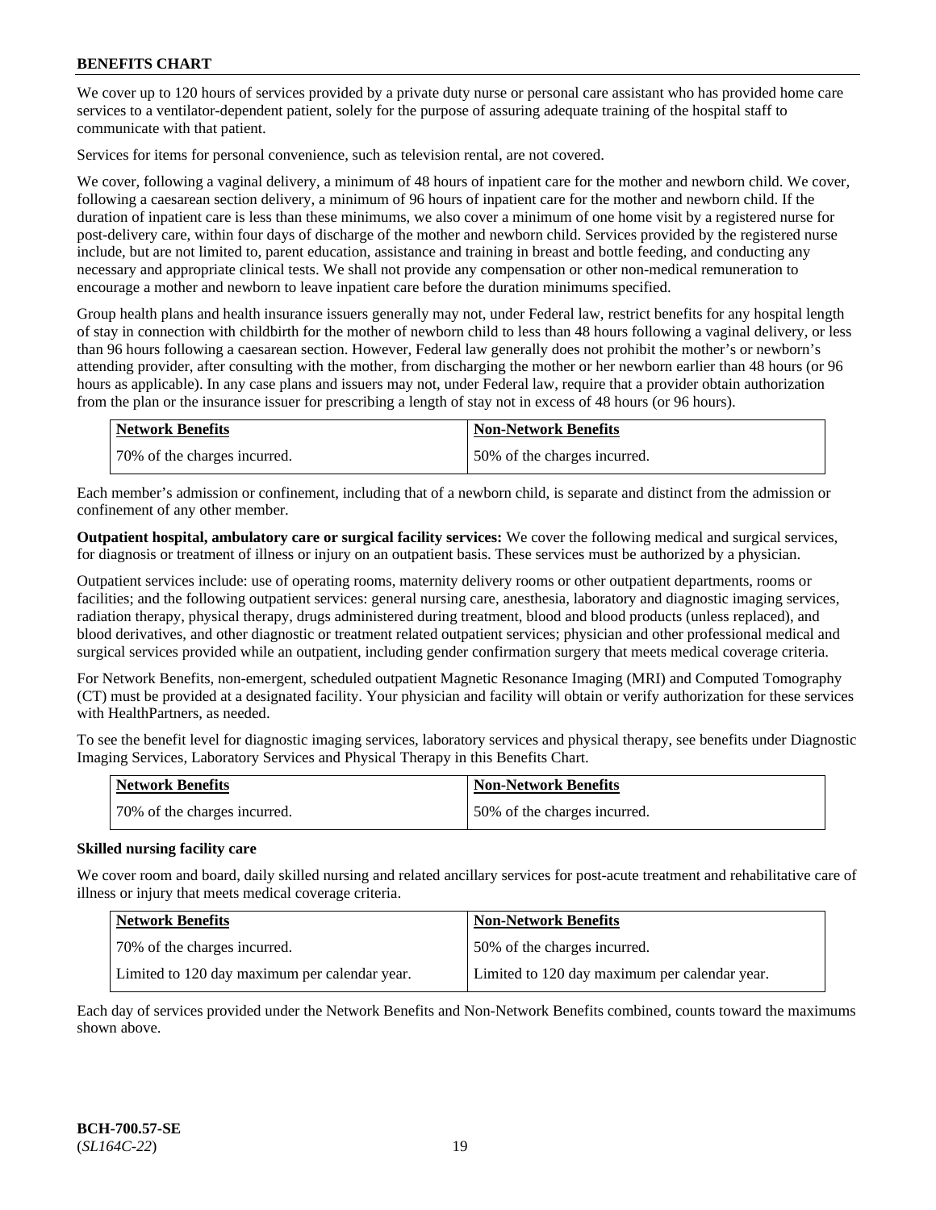We cover up to 120 hours of services provided by a private duty nurse or personal care assistant who has provided home care services to a ventilator-dependent patient, solely for the purpose of assuring adequate training of the hospital staff to communicate with that patient.

Services for items for personal convenience, such as television rental, are not covered.

We cover, following a vaginal delivery, a minimum of 48 hours of inpatient care for the mother and newborn child. We cover, following a caesarean section delivery, a minimum of 96 hours of inpatient care for the mother and newborn child. If the duration of inpatient care is less than these minimums, we also cover a minimum of one home visit by a registered nurse for post-delivery care, within four days of discharge of the mother and newborn child. Services provided by the registered nurse include, but are not limited to, parent education, assistance and training in breast and bottle feeding, and conducting any necessary and appropriate clinical tests. We shall not provide any compensation or other non-medical remuneration to encourage a mother and newborn to leave inpatient care before the duration minimums specified.

Group health plans and health insurance issuers generally may not, under Federal law, restrict benefits for any hospital length of stay in connection with childbirth for the mother of newborn child to less than 48 hours following a vaginal delivery, or less than 96 hours following a caesarean section. However, Federal law generally does not prohibit the mother's or newborn's attending provider, after consulting with the mother, from discharging the mother or her newborn earlier than 48 hours (or 96 hours as applicable). In any case plans and issuers may not, under Federal law, require that a provider obtain authorization from the plan or the insurance issuer for prescribing a length of stay not in excess of 48 hours (or 96 hours).

| Network Benefits | Non-Network Benefits |
|---|---|
| 70% of the charges incurred. | 50% of the charges incurred. |

Each member's admission or confinement, including that of a newborn child, is separate and distinct from the admission or confinement of any other member.

**Outpatient hospital, ambulatory care or surgical facility services:** We cover the following medical and surgical services, for diagnosis or treatment of illness or injury on an outpatient basis. These services must be authorized by a physician.

Outpatient services include: use of operating rooms, maternity delivery rooms or other outpatient departments, rooms or facilities; and the following outpatient services: general nursing care, anesthesia, laboratory and diagnostic imaging services, radiation therapy, physical therapy, drugs administered during treatment, blood and blood products (unless replaced), and blood derivatives, and other diagnostic or treatment related outpatient services; physician and other professional medical and surgical services provided while an outpatient, including gender confirmation surgery that meets medical coverage criteria.

For Network Benefits, non-emergent, scheduled outpatient Magnetic Resonance Imaging (MRI) and Computed Tomography (CT) must be provided at a designated facility. Your physician and facility will obtain or verify authorization for these services with HealthPartners, as needed.

To see the benefit level for diagnostic imaging services, laboratory services and physical therapy, see benefits under Diagnostic Imaging Services, Laboratory Services and Physical Therapy in this Benefits Chart.

| Network Benefits | Non-Network Benefits |
|---|---|
| 70% of the charges incurred. | 50% of the charges incurred. |

**Skilled nursing facility care**

We cover room and board, daily skilled nursing and related ancillary services for post-acute treatment and rehabilitative care of illness or injury that meets medical coverage criteria.

| Network Benefits | Non-Network Benefits |
|---|---|
| 70% of the charges incurred. | 50% of the charges incurred. |
| Limited to 120 day maximum per calendar year. | Limited to 120 day maximum per calendar year. |

Each day of services provided under the Network Benefits and Non-Network Benefits combined, counts toward the maximums shown above.

**BCH-700.57-SE**
(*SL164C-22*)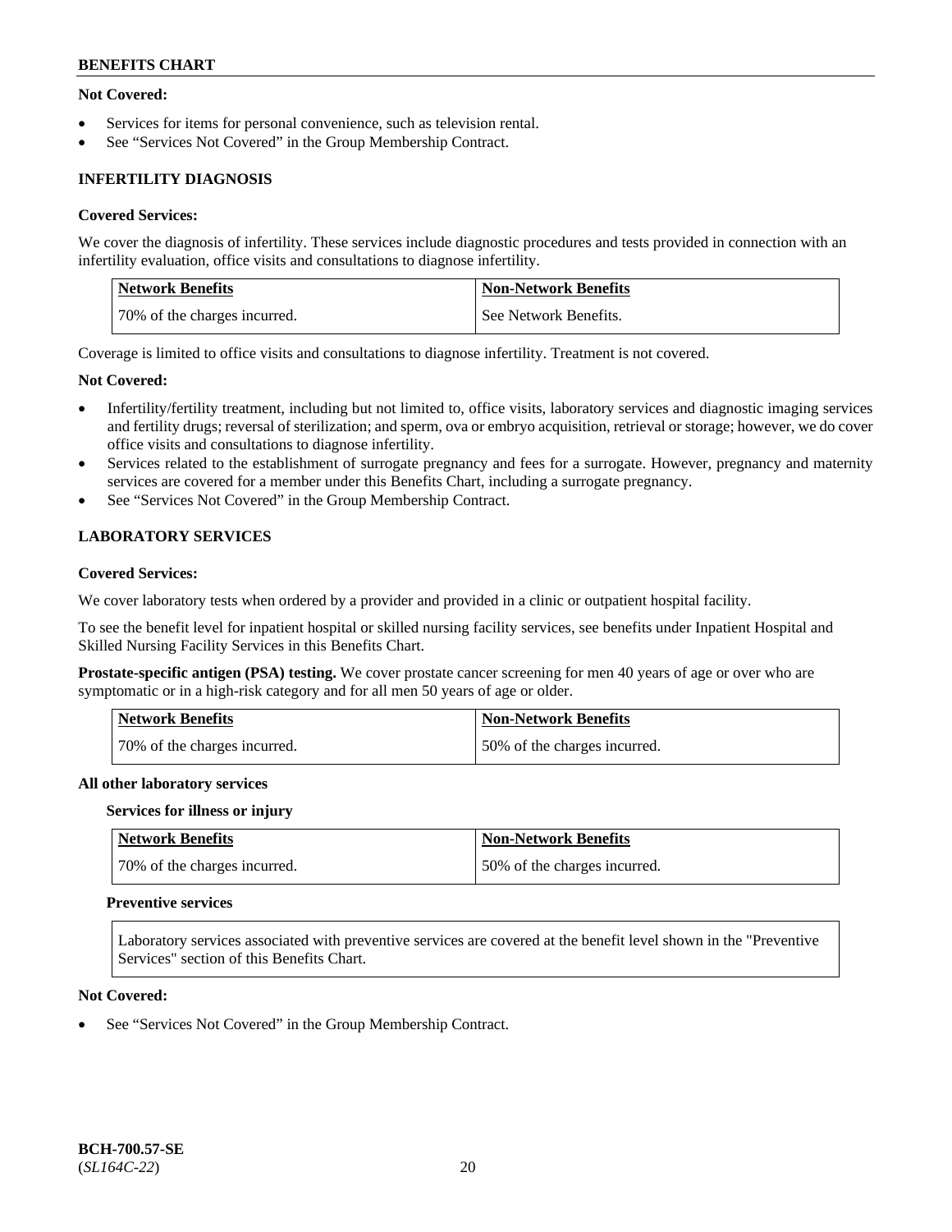**Not Covered:**

- Services for items for personal convenience, such as television rental.
- See “Services Not Covered” in the Group Membership Contract.

### INFERTILITY DIAGNOSIS

**Covered Services:**

We cover the diagnosis of infertility. These services include diagnostic procedures and tests provided in connection with an infertility evaluation, office visits and consultations to diagnose infertility.

| Network Benefits | Non-Network Benefits |
| --- | --- |
| 70% of the charges incurred. | See Network Benefits. |

Coverage is limited to office visits and consultations to diagnose infertility. Treatment is not covered.

**Not Covered:**

- Infertility/fertility treatment, including but not limited to, office visits, laboratory services and diagnostic imaging services and fertility drugs; reversal of sterilization; and sperm, ova or embryo acquisition, retrieval or storage; however, we do cover office visits and consultations to diagnose infertility.
- Services related to the establishment of surrogate pregnancy and fees for a surrogate. However, pregnancy and maternity services are covered for a member under this Benefits Chart, including a surrogate pregnancy.
- See “Services Not Covered” in the Group Membership Contract.

### LABORATORY SERVICES

**Covered Services:**

We cover laboratory tests when ordered by a provider and provided in a clinic or outpatient hospital facility.

To see the benefit level for inpatient hospital or skilled nursing facility services, see benefits under Inpatient Hospital and Skilled Nursing Facility Services in this Benefits Chart.

**Prostate-specific antigen (PSA) testing.** We cover prostate cancer screening for men 40 years of age or over who are symptomatic or in a high-risk category and for all men 50 years of age or older.

| Network Benefits | Non-Network Benefits |
| --- | --- |
| 70% of the charges incurred. | 50% of the charges incurred. |

**All other laboratory services**

**Services for illness or injury**

| Network Benefits | Non-Network Benefits |
| --- | --- |
| 70% of the charges incurred. | 50% of the charges incurred. |

**Preventive services**

| Laboratory services associated with preventive services are covered at the benefit level shown in the "Preventive Services" section of this Benefits Chart. |
| --- |

**Not Covered:**

- See “Services Not Covered” in the Group Membership Contract.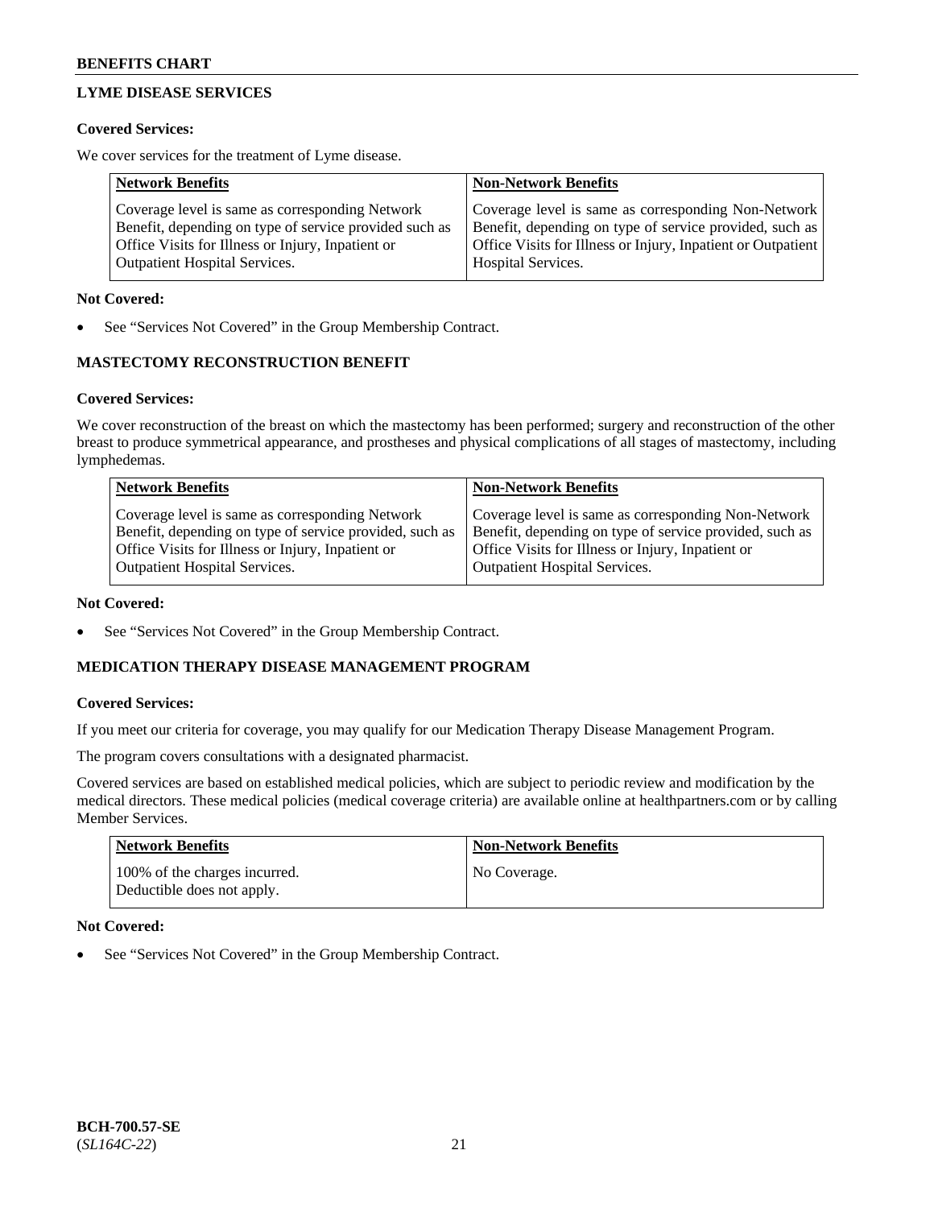## LYME DISEASE SERVICES

**Covered Services:**

We cover services for the treatment of Lyme disease.

| Network Benefits | Non-Network Benefits |
| --- | --- |
| Coverage level is same as corresponding Network Benefit, depending on type of service provided such as Office Visits for Illness or Injury, Inpatient or Outpatient Hospital Services. | Coverage level is same as corresponding Non-Network Benefit, depending on type of service provided, such as Office Visits for Illness or Injury, Inpatient or Outpatient Hospital Services. |

**Not Covered:**

- See "Services Not Covered" in the Group Membership Contract.

## MASTECTOMY RECONSTRUCTION BENEFIT

**Covered Services:**

We cover reconstruction of the breast on which the mastectomy has been performed; surgery and reconstruction of the other breast to produce symmetrical appearance, and prostheses and physical complications of all stages of mastectomy, including lymphedemas.

| Network Benefits | Non-Network Benefits |
| --- | --- |
| Coverage level is same as corresponding Network Benefit, depending on type of service provided, such as Office Visits for Illness or Injury, Inpatient or Outpatient Hospital Services. | Coverage level is same as corresponding Non-Network Benefit, depending on type of service provided, such as Office Visits for Illness or Injury, Inpatient or Outpatient Hospital Services. |

**Not Covered:**

- See "Services Not Covered" in the Group Membership Contract.

## MEDICATION THERAPY DISEASE MANAGEMENT PROGRAM

**Covered Services:**

If you meet our criteria for coverage, you may qualify for our Medication Therapy Disease Management Program.

The program covers consultations with a designated pharmacist.

Covered services are based on established medical policies, which are subject to periodic review and modification by the medical directors. These medical policies (medical coverage criteria) are available online at healthpartners.com or by calling Member Services.

| Network Benefits | Non-Network Benefits |
| --- | --- |
| 100% of the charges incurred. Deductible does not apply. | No Coverage. |

**Not Covered:**

- See "Services Not Covered" in the Group Membership Contract.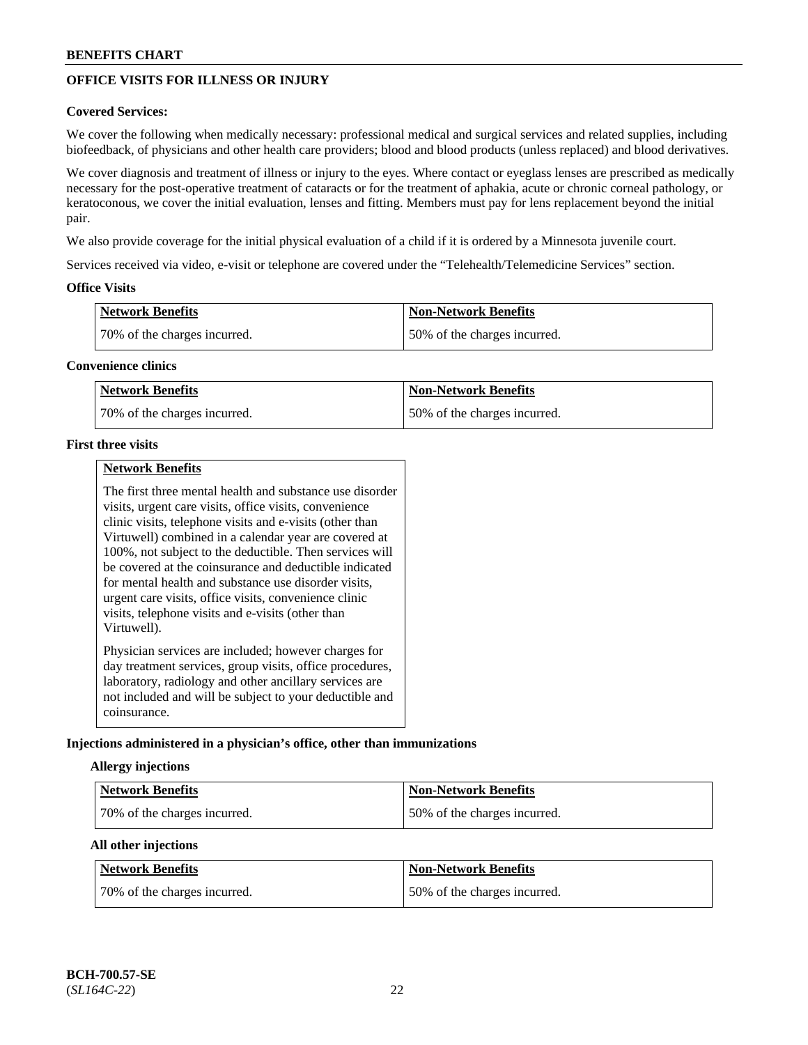## OFFICE VISITS FOR ILLNESS OR INJURY

**Covered Services:**

We cover the following when medically necessary: professional medical and surgical services and related supplies, including biofeedback, of physicians and other health care providers; blood and blood products (unless replaced) and blood derivatives.

We cover diagnosis and treatment of illness or injury to the eyes. Where contact or eyeglass lenses are prescribed as medically necessary for the post-operative treatment of cataracts or for the treatment of aphakia, acute or chronic corneal pathology, or keratoconous, we cover the initial evaluation, lenses and fitting. Members must pay for lens replacement beyond the initial pair.

We also provide coverage for the initial physical evaluation of a child if it is ordered by a Minnesota juvenile court.

Services received via video, e-visit or telephone are covered under the "Telehealth/Telemedicine Services" section.

**Office Visits**

| Network Benefits | Non-Network Benefits |
|---|---|
| 70% of the charges incurred. | 50% of the charges incurred. |

**Convenience clinics**

| Network Benefits | Non-Network Benefits |
|---|---|
| 70% of the charges incurred. | 50% of the charges incurred. |

**First three visits**

| Network Benefits |
|---|
| The first three mental health and substance use disorder visits, urgent care visits, office visits, convenience clinic visits, telephone visits and e-visits (other than Virtuwell) combined in a calendar year are covered at 100%, not subject to the deductible. Then services will be covered at the coinsurance and deductible indicated for mental health and substance use disorder visits, urgent care visits, office visits, convenience clinic visits, telephone visits and e-visits (other than Virtuwell). <br><br> Physician services are included; however charges for day treatment services, group visits, office procedures, laboratory, radiology and other ancillary services are not included and will be subject to your deductible and coinsurance. |

**Injections administered in a physician's office, other than immunizations**

**Allergy injections**

| Network Benefits | Non-Network Benefits |
|---|---|
| 70% of the charges incurred. | 50% of the charges incurred. |

**All other injections**

| Network Benefits | Non-Network Benefits |
|---|---|
| 70% of the charges incurred. | 50% of the charges incurred. |

**BCH-700.57-SE**
(*SL164C-22*)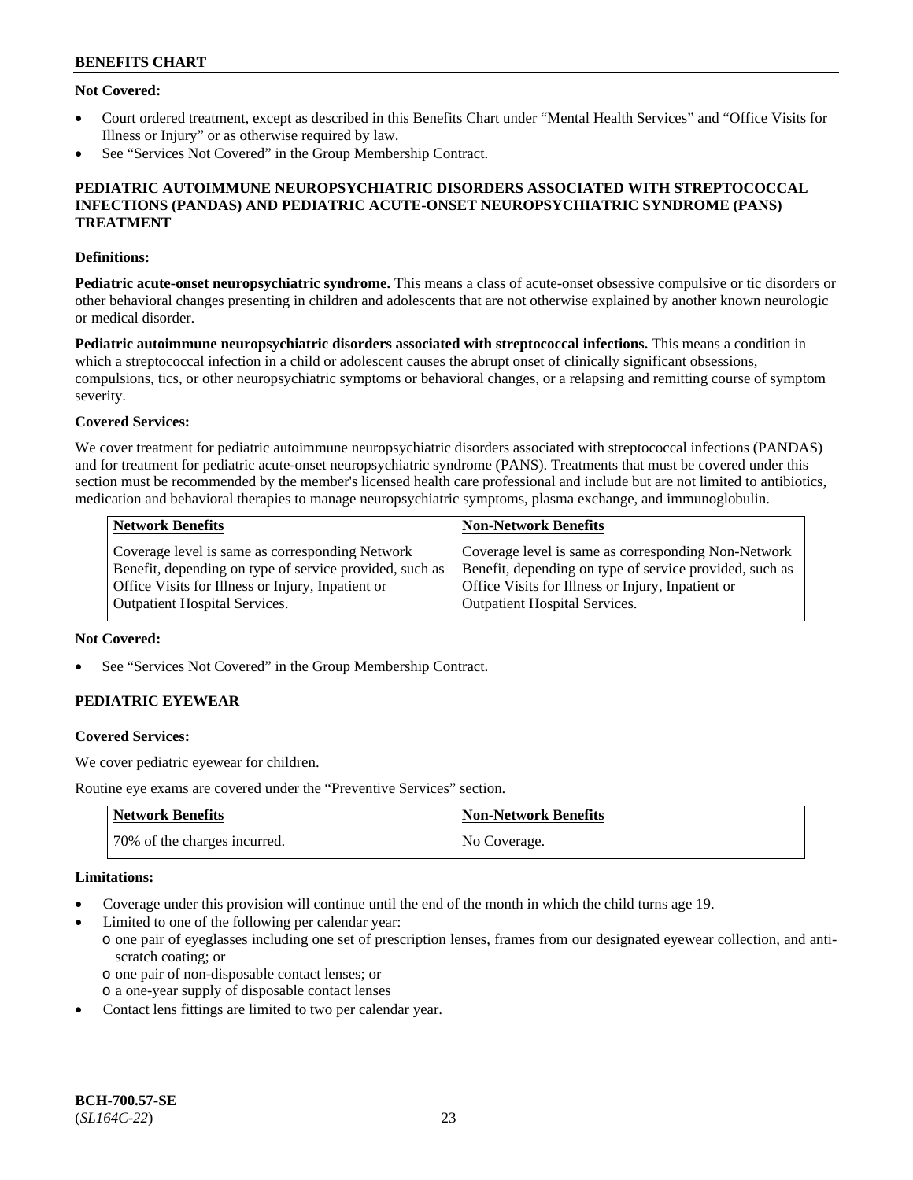**Not Covered:**

- Court ordered treatment, except as described in this Benefits Chart under "Mental Health Services" and "Office Visits for Illness or Injury" or as otherwise required by law.
- See "Services Not Covered" in the Group Membership Contract.

**PEDIATRIC AUTOIMMUNE NEUROPSYCHIATRIC DISORDERS ASSOCIATED WITH STREPTOCOCCAL INFECTIONS (PANDAS) AND PEDIATRIC ACUTE-ONSET NEUROPSYCHIATRIC SYNDROME (PANS) TREATMENT**

**Definitions:**

**Pediatric acute-onset neuropsychiatric syndrome.** This means a class of acute-onset obsessive compulsive or tic disorders or other behavioral changes presenting in children and adolescents that are not otherwise explained by another known neurologic or medical disorder.

**Pediatric autoimmune neuropsychiatric disorders associated with streptococcal infections.** This means a condition in which a streptococcal infection in a child or adolescent causes the abrupt onset of clinically significant obsessions, compulsions, tics, or other neuropsychiatric symptoms or behavioral changes, or a relapsing and remitting course of symptom severity.

**Covered Services:**

We cover treatment for pediatric autoimmune neuropsychiatric disorders associated with streptococcal infections (PANDAS) and for treatment for pediatric acute-onset neuropsychiatric syndrome (PANS). Treatments that must be covered under this section must be recommended by the member's licensed health care professional and include but are not limited to antibiotics, medication and behavioral therapies to manage neuropsychiatric symptoms, plasma exchange, and immunoglobulin.

| Network Benefits | Non-Network Benefits |
| --- | --- |
| Coverage level is same as corresponding Network Benefit, depending on type of service provided, such as Office Visits for Illness or Injury, Inpatient or Outpatient Hospital Services. | Coverage level is same as corresponding Non-Network Benefit, depending on type of service provided, such as Office Visits for Illness or Injury, Inpatient or Outpatient Hospital Services. |

**Not Covered:**

- See "Services Not Covered" in the Group Membership Contract.

**PEDIATRIC EYEWEAR**

**Covered Services:**

We cover pediatric eyewear for children.

Routine eye exams are covered under the "Preventive Services" section.

| Network Benefits | Non-Network Benefits |
| --- | --- |
| 70% of the charges incurred. | No Coverage. |

**Limitations:**

- Coverage under this provision will continue until the end of the month in which the child turns age 19.
- Limited to one of the following per calendar year:
  - one pair of eyeglasses including one set of prescription lenses, frames from our designated eyewear collection, and anti-scratch coating; or
  - one pair of non-disposable contact lenses; or
  - a one-year supply of disposable contact lenses
- Contact lens fittings are limited to two per calendar year.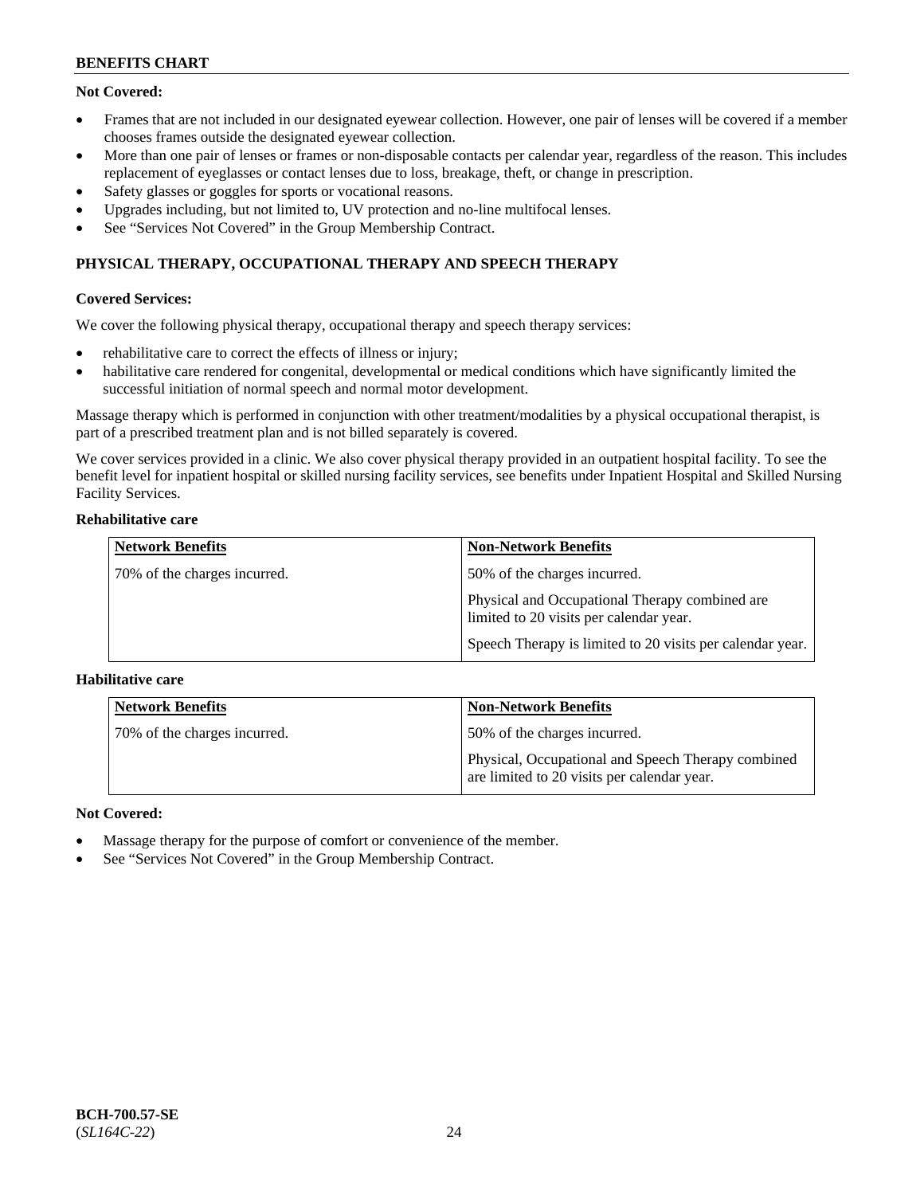**Not Covered:**

- Frames that are not included in our designated eyewear collection. However, one pair of lenses will be covered if a member chooses frames outside the designated eyewear collection.
- More than one pair of lenses or frames or non-disposable contacts per calendar year, regardless of the reason. This includes replacement of eyeglasses or contact lenses due to loss, breakage, theft, or change in prescription.
- Safety glasses or goggles for sports or vocational reasons.
- Upgrades including, but not limited to, UV protection and no-line multifocal lenses.
- See "Services Not Covered" in the Group Membership Contract.

## PHYSICAL THERAPY, OCCUPATIONAL THERAPY AND SPEECH THERAPY

**Covered Services:**

We cover the following physical therapy, occupational therapy and speech therapy services:

- rehabilitative care to correct the effects of illness or injury;
- habilitative care rendered for congenital, developmental or medical conditions which have significantly limited the successful initiation of normal speech and normal motor development.

Massage therapy which is performed in conjunction with other treatment/modalities by a physical occupational therapist, is part of a prescribed treatment plan and is not billed separately is covered.

We cover services provided in a clinic. We also cover physical therapy provided in an outpatient hospital facility. To see the benefit level for inpatient hospital or skilled nursing facility services, see benefits under Inpatient Hospital and Skilled Nursing Facility Services.

**Rehabilitative care**

| Network Benefits | Non-Network Benefits |
| --- | --- |
| 70% of the charges incurred. | 50% of the charges incurred.<br><br>Physical and Occupational Therapy combined are limited to 20 visits per calendar year.<br><br>Speech Therapy is limited to 20 visits per calendar year. |

**Habilitative care**

| Network Benefits | Non-Network Benefits |
| --- | --- |
| 70% of the charges incurred. | 50% of the charges incurred.<br><br>Physical, Occupational and Speech Therapy combined are limited to 20 visits per calendar year. |

**Not Covered:**

- Massage therapy for the purpose of comfort or convenience of the member.
- See "Services Not Covered" in the Group Membership Contract.

**BCH-700.57-SE**
(*SL164C-22*)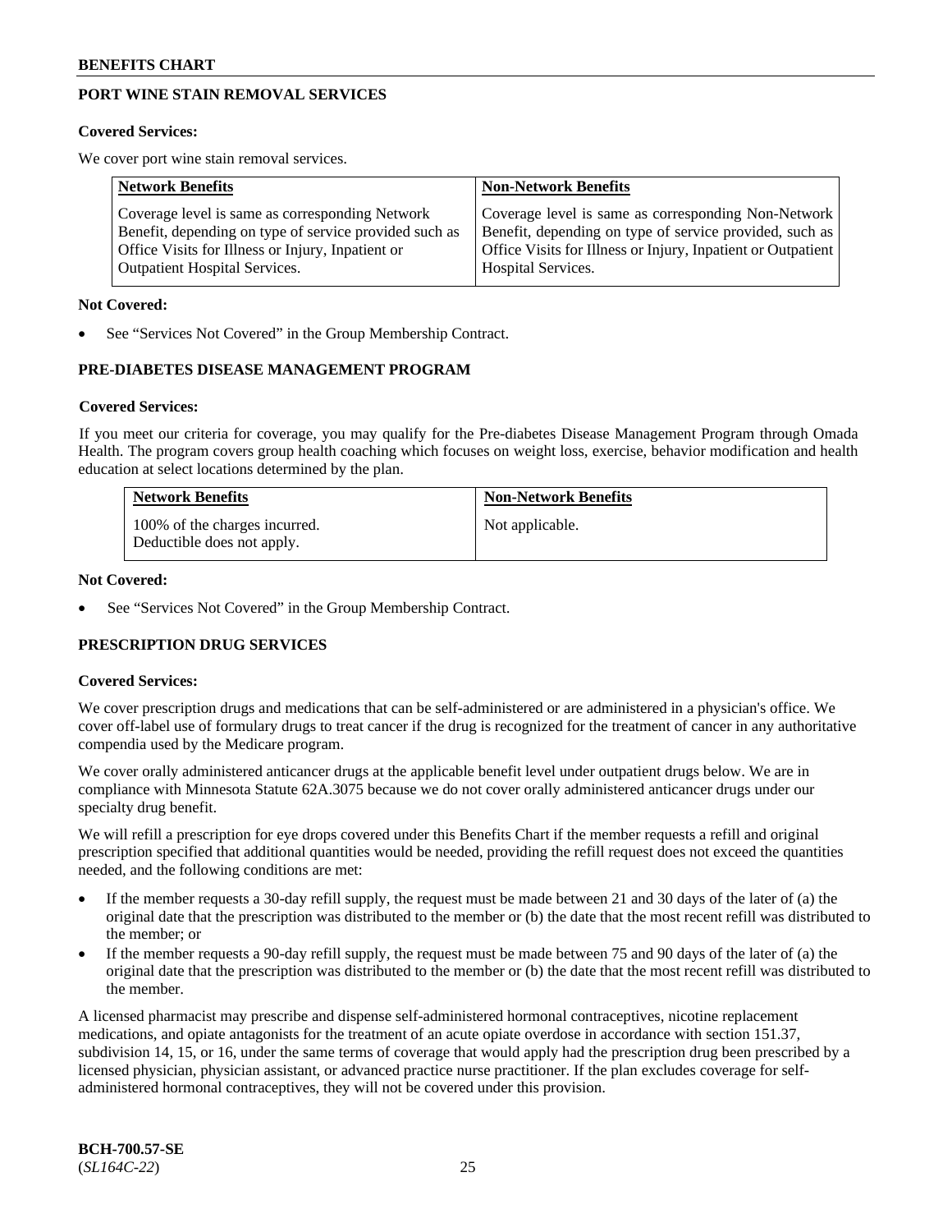## PORT WINE STAIN REMOVAL SERVICES

**Covered Services:**

We cover port wine stain removal services.

| Network Benefits | Non-Network Benefits |
|---|---|
| Coverage level is same as corresponding Network Benefit, depending on type of service provided such as Office Visits for Illness or Injury, Inpatient or Outpatient Hospital Services. | Coverage level is same as corresponding Non-Network Benefit, depending on type of service provided, such as Office Visits for Illness or Injury, Inpatient or Outpatient Hospital Services. |

**Not Covered:**

- See "Services Not Covered" in the Group Membership Contract.

## PRE-DIABETES DISEASE MANAGEMENT PROGRAM

**Covered Services:**

If you meet our criteria for coverage, you may qualify for the Pre-diabetes Disease Management Program through Omada Health. The program covers group health coaching which focuses on weight loss, exercise, behavior modification and health education at select locations determined by the plan.

| Network Benefits | Non-Network Benefits |
|---|---|
| 100% of the charges incurred. Deductible does not apply. | Not applicable. |

**Not Covered:**

- See "Services Not Covered" in the Group Membership Contract.

## PRESCRIPTION DRUG SERVICES

**Covered Services:**

We cover prescription drugs and medications that can be self-administered or are administered in a physician's office. We cover off-label use of formulary drugs to treat cancer if the drug is recognized for the treatment of cancer in any authoritative compendia used by the Medicare program.

We cover orally administered anticancer drugs at the applicable benefit level under outpatient drugs below. We are in compliance with Minnesota Statute 62A.3075 because we do not cover orally administered anticancer drugs under our specialty drug benefit.

We will refill a prescription for eye drops covered under this Benefits Chart if the member requests a refill and original prescription specified that additional quantities would be needed, providing the refill request does not exceed the quantities needed, and the following conditions are met:

- If the member requests a 30-day refill supply, the request must be made between 21 and 30 days of the later of (a) the original date that the prescription was distributed to the member or (b) the date that the most recent refill was distributed to the member; or
- If the member requests a 90-day refill supply, the request must be made between 75 and 90 days of the later of (a) the original date that the prescription was distributed to the member or (b) the date that the most recent refill was distributed to the member.

A licensed pharmacist may prescribe and dispense self-administered hormonal contraceptives, nicotine replacement medications, and opiate antagonists for the treatment of an acute opiate overdose in accordance with section 151.37, subdivision 14, 15, or 16, under the same terms of coverage that would apply had the prescription drug been prescribed by a licensed physician, physician assistant, or advanced practice nurse practitioner. If the plan excludes coverage for self-administered hormonal contraceptives, they will not be covered under this provision.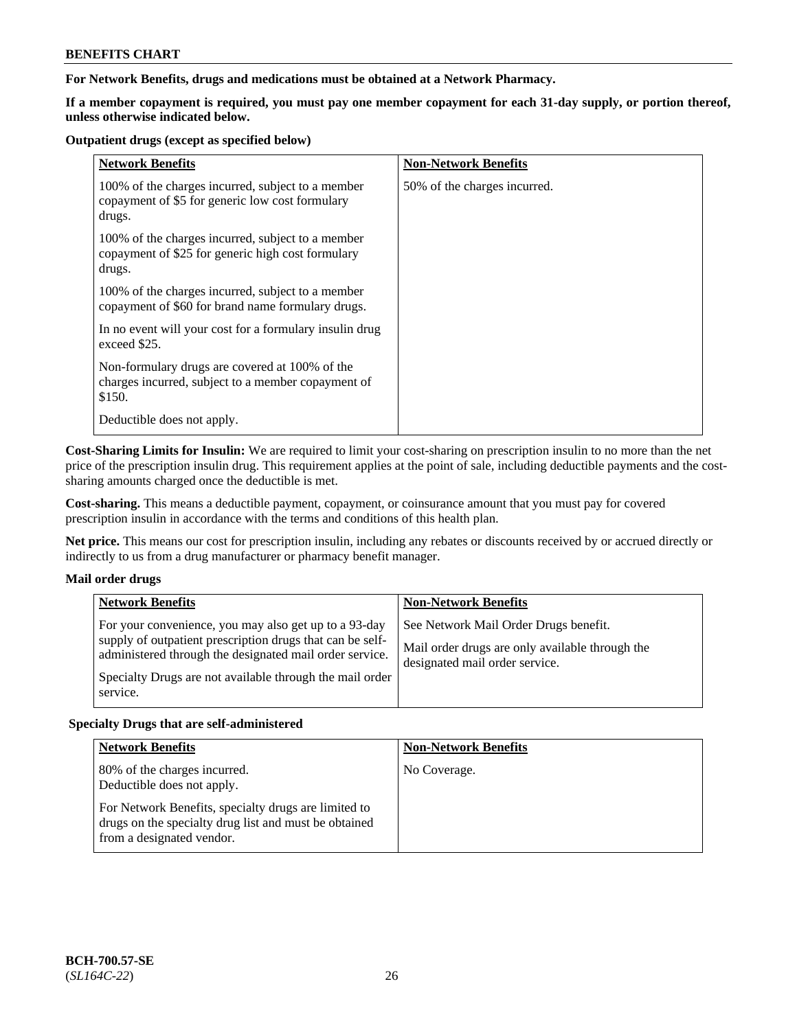**For Network Benefits, drugs and medications must be obtained at a Network Pharmacy.**

**If a member copayment is required, you must pay one member copayment for each 31-day supply, or portion thereof, unless otherwise indicated below.**

**Outpatient drugs (except as specified below)**

| Network Benefits | Non-Network Benefits |
|---|---|
| 100% of the charges incurred, subject to a member copayment of $5 for generic low cost formulary drugs.<br><br>100% of the charges incurred, subject to a member copayment of $25 for generic high cost formulary drugs.<br><br>100% of the charges incurred, subject to a member copayment of $60 for brand name formulary drugs.<br><br>In no event will your cost for a formulary insulin drug exceed $25.<br><br>Non-formulary drugs are covered at 100% of the charges incurred, subject to a member copayment of $150.<br><br>Deductible does not apply. | 50% of the charges incurred. |

**Cost-Sharing Limits for Insulin:** We are required to limit your cost-sharing on prescription insulin to no more than the net price of the prescription insulin drug. This requirement applies at the point of sale, including deductible payments and the cost-sharing amounts charged once the deductible is met.

**Cost-sharing.** This means a deductible payment, copayment, or coinsurance amount that you must pay for covered prescription insulin in accordance with the terms and conditions of this health plan.

**Net price.** This means our cost for prescription insulin, including any rebates or discounts received by or accrued directly or indirectly to us from a drug manufacturer or pharmacy benefit manager.

**Mail order drugs**

| Network Benefits | Non-Network Benefits |
|---|---|
| For your convenience, you may also get up to a 93-day supply of outpatient prescription drugs that can be self-administered through the designated mail order service.<br><br>Specialty Drugs are not available through the mail order service. | See Network Mail Order Drugs benefit.<br><br>Mail order drugs are only available through the designated mail order service. |

**Specialty Drugs that are self-administered**

| Network Benefits | Non-Network Benefits |
|---|---|
| 80% of the charges incurred.<br>Deductible does not apply.<br><br>For Network Benefits, specialty drugs are limited to drugs on the specialty drug list and must be obtained from a designated vendor. | No Coverage. |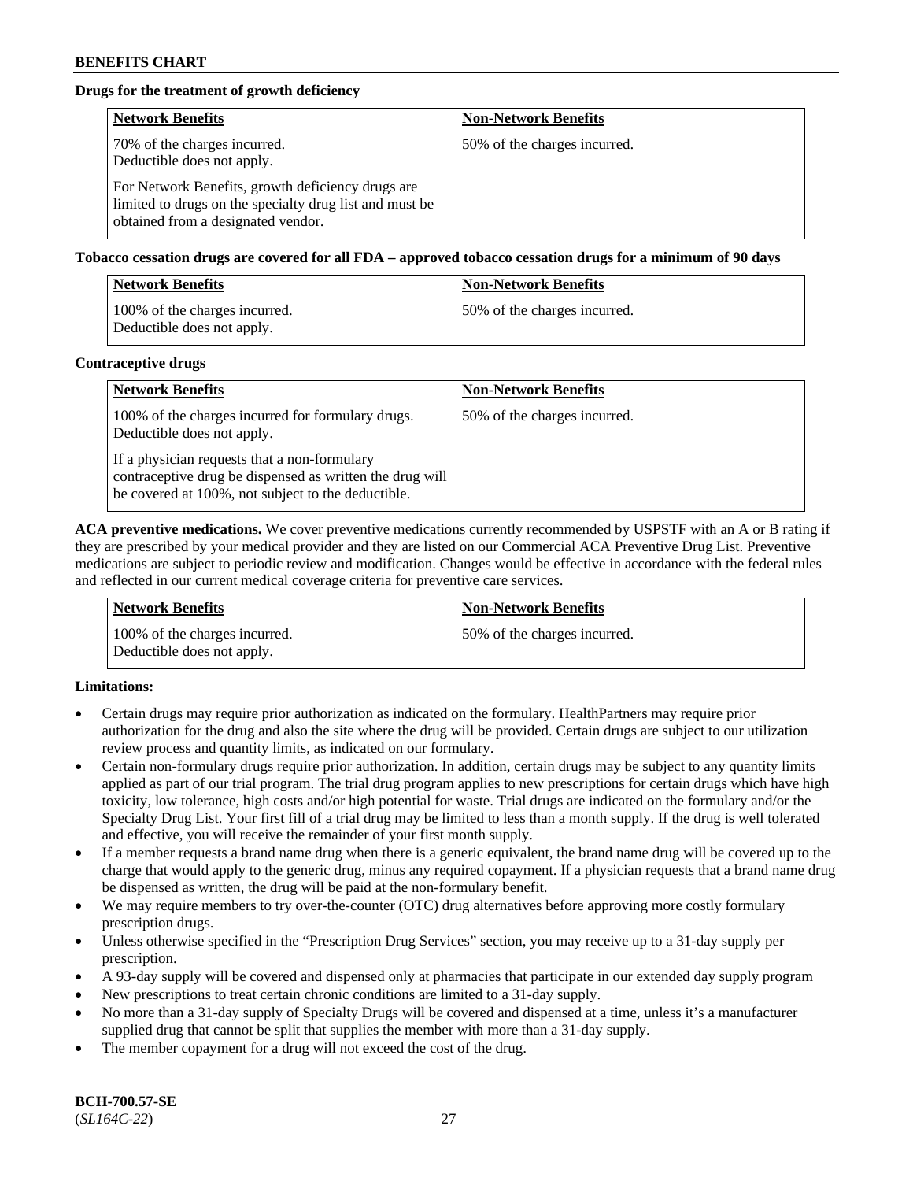**Drugs for the treatment of growth deficiency**

| Network Benefits | Non-Network Benefits |
| --- | --- |
| 70% of the charges incurred. Deductible does not apply. For Network Benefits, growth deficiency drugs are limited to drugs on the specialty drug list and must be obtained from a designated vendor. | 50% of the charges incurred. |

**Tobacco cessation drugs are covered for all FDA – approved tobacco cessation drugs for a minimum of 90 days**

| Network Benefits | Non-Network Benefits |
| --- | --- |
| 100% of the charges incurred. Deductible does not apply. | 50% of the charges incurred. |

**Contraceptive drugs**

| Network Benefits | Non-Network Benefits |
| --- | --- |
| 100% of the charges incurred for formulary drugs. Deductible does not apply. If a physician requests that a non-formulary contraceptive drug be dispensed as written the drug will be covered at 100%, not subject to the deductible. | 50% of the charges incurred. |

**ACA preventive medications.** We cover preventive medications currently recommended by USPSTF with an A or B rating if they are prescribed by your medical provider and they are listed on our Commercial ACA Preventive Drug List. Preventive medications are subject to periodic review and modification. Changes would be effective in accordance with the federal rules and reflected in our current medical coverage criteria for preventive care services.

| Network Benefits | Non-Network Benefits |
| --- | --- |
| 100% of the charges incurred. Deductible does not apply. | 50% of the charges incurred. |

**Limitations:**

- Certain drugs may require prior authorization as indicated on the formulary. HealthPartners may require prior authorization for the drug and also the site where the drug will be provided. Certain drugs are subject to our utilization review process and quantity limits, as indicated on our formulary.
- Certain non-formulary drugs require prior authorization. In addition, certain drugs may be subject to any quantity limits applied as part of our trial program. The trial drug program applies to new prescriptions for certain drugs which have high toxicity, low tolerance, high costs and/or high potential for waste. Trial drugs are indicated on the formulary and/or the Specialty Drug List. Your first fill of a trial drug may be limited to less than a month supply. If the drug is well tolerated and effective, you will receive the remainder of your first month supply.
- If a member requests a brand name drug when there is a generic equivalent, the brand name drug will be covered up to the charge that would apply to the generic drug, minus any required copayment. If a physician requests that a brand name drug be dispensed as written, the drug will be paid at the non-formulary benefit.
- We may require members to try over-the-counter (OTC) drug alternatives before approving more costly formulary prescription drugs.
- Unless otherwise specified in the "Prescription Drug Services" section, you may receive up to a 31-day supply per prescription.
- A 93-day supply will be covered and dispensed only at pharmacies that participate in our extended day supply program
- New prescriptions to treat certain chronic conditions are limited to a 31-day supply.
- No more than a 31-day supply of Specialty Drugs will be covered and dispensed at a time, unless it's a manufacturer supplied drug that cannot be split that supplies the member with more than a 31-day supply.
- The member copayment for a drug will not exceed the cost of the drug.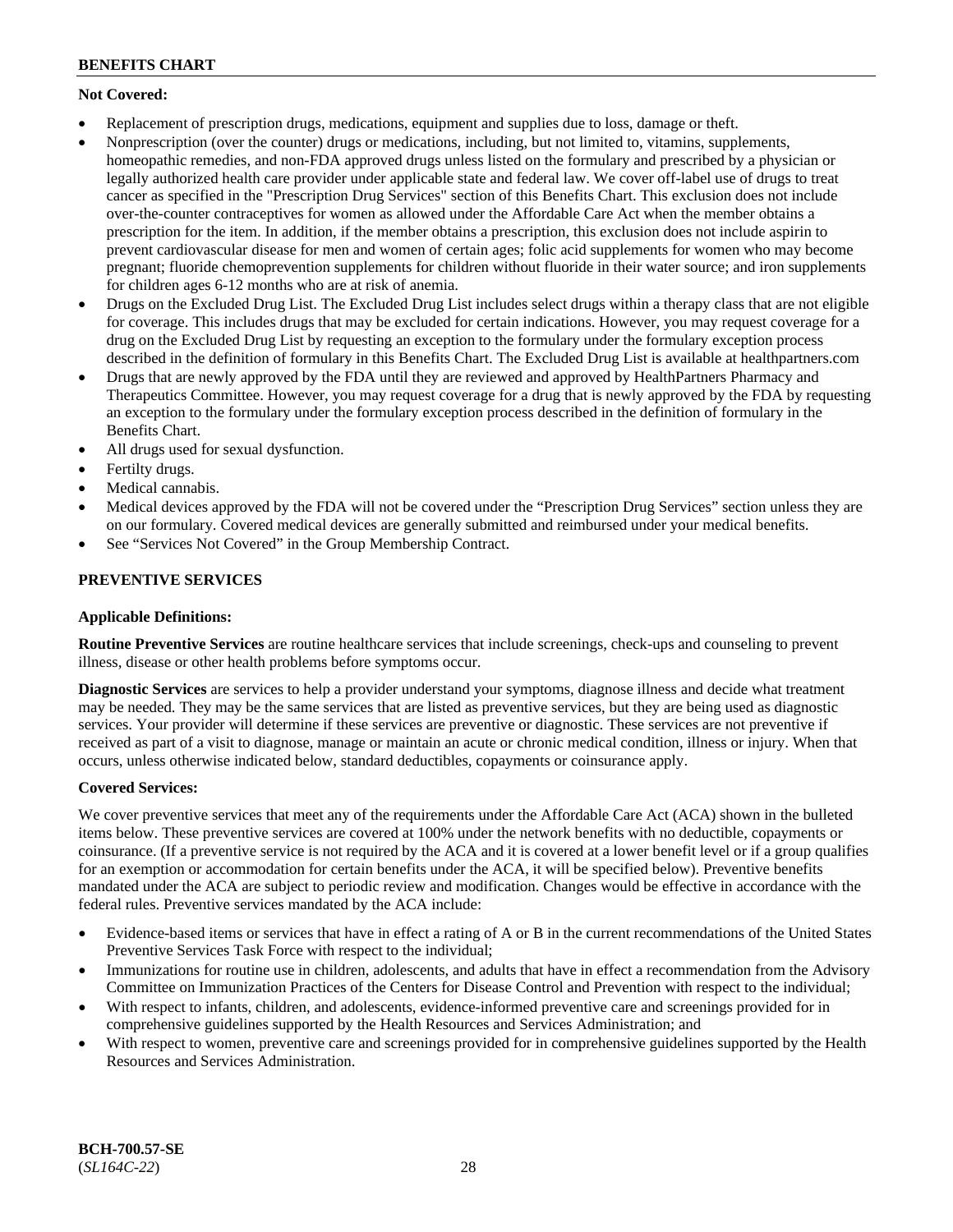**Not Covered:**

- Replacement of prescription drugs, medications, equipment and supplies due to loss, damage or theft.
- Nonprescription (over the counter) drugs or medications, including, but not limited to, vitamins, supplements, homeopathic remedies, and non-FDA approved drugs unless listed on the formulary and prescribed by a physician or legally authorized health care provider under applicable state and federal law. We cover off-label use of drugs to treat cancer as specified in the "Prescription Drug Services" section of this Benefits Chart. This exclusion does not include over-the-counter contraceptives for women as allowed under the Affordable Care Act when the member obtains a prescription for the item. In addition, if the member obtains a prescription, this exclusion does not include aspirin to prevent cardiovascular disease for men and women of certain ages; folic acid supplements for women who may become pregnant; fluoride chemoprevention supplements for children without fluoride in their water source; and iron supplements for children ages 6-12 months who are at risk of anemia.
- Drugs on the Excluded Drug List. The Excluded Drug List includes select drugs within a therapy class that are not eligible for coverage. This includes drugs that may be excluded for certain indications. However, you may request coverage for a drug on the Excluded Drug List by requesting an exception to the formulary under the formulary exception process described in the definition of formulary in this Benefits Chart. The Excluded Drug List is available at healthpartners.com
- Drugs that are newly approved by the FDA until they are reviewed and approved by HealthPartners Pharmacy and Therapeutics Committee. However, you may request coverage for a drug that is newly approved by the FDA by requesting an exception to the formulary under the formulary exception process described in the definition of formulary in the Benefits Chart.
- All drugs used for sexual dysfunction.
- Fertilty drugs.
- Medical cannabis.
- Medical devices approved by the FDA will not be covered under the "Prescription Drug Services" section unless they are on our formulary. Covered medical devices are generally submitted and reimbursed under your medical benefits.
- See "Services Not Covered" in the Group Membership Contract.

## PREVENTIVE SERVICES

**Applicable Definitions:**

**Routine Preventive Services** are routine healthcare services that include screenings, check-ups and counseling to prevent illness, disease or other health problems before symptoms occur.

**Diagnostic Services** are services to help a provider understand your symptoms, diagnose illness and decide what treatment may be needed. They may be the same services that are listed as preventive services, but they are being used as diagnostic services. Your provider will determine if these services are preventive or diagnostic. These services are not preventive if received as part of a visit to diagnose, manage or maintain an acute or chronic medical condition, illness or injury. When that occurs, unless otherwise indicated below, standard deductibles, copayments or coinsurance apply.

**Covered Services:**

We cover preventive services that meet any of the requirements under the Affordable Care Act (ACA) shown in the bulleted items below. These preventive services are covered at 100% under the network benefits with no deductible, copayments or coinsurance. (If a preventive service is not required by the ACA and it is covered at a lower benefit level or if a group qualifies for an exemption or accommodation for certain benefits under the ACA, it will be specified below). Preventive benefits mandated under the ACA are subject to periodic review and modification. Changes would be effective in accordance with the federal rules. Preventive services mandated by the ACA include:

- Evidence-based items or services that have in effect a rating of A or B in the current recommendations of the United States Preventive Services Task Force with respect to the individual;
- Immunizations for routine use in children, adolescents, and adults that have in effect a recommendation from the Advisory Committee on Immunization Practices of the Centers for Disease Control and Prevention with respect to the individual;
- With respect to infants, children, and adolescents, evidence-informed preventive care and screenings provided for in comprehensive guidelines supported by the Health Resources and Services Administration; and
- With respect to women, preventive care and screenings provided for in comprehensive guidelines supported by the Health Resources and Services Administration.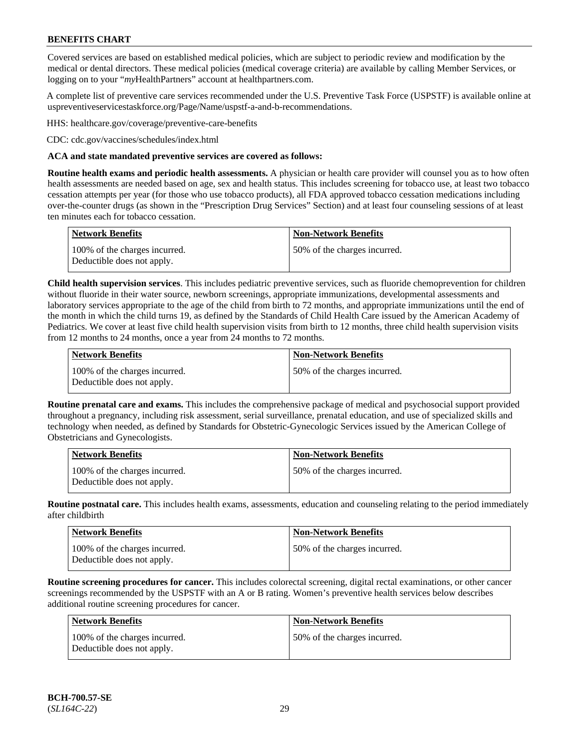Covered services are based on established medical policies, which are subject to periodic review and modification by the medical or dental directors. These medical policies (medical coverage criteria) are available by calling Member Services, or logging on to your "*my*HealthPartners" account at healthpartners.com.

A complete list of preventive care services recommended under the U.S. Preventive Task Force (USPSTF) is available online at uspreventiveservicestaskforce.org/Page/Name/uspstf-a-and-b-recommendations.

HHS: healthcare.gov/coverage/preventive-care-benefits

CDC: cdc.gov/vaccines/schedules/index.html

**ACA and state mandated preventive services are covered as follows:**

**Routine health exams and periodic health assessments.** A physician or health care provider will counsel you as to how often health assessments are needed based on age, sex and health status. This includes screening for tobacco use, at least two tobacco cessation attempts per year (for those who use tobacco products), all FDA approved tobacco cessation medications including over-the-counter drugs (as shown in the "Prescription Drug Services" Section) and at least four counseling sessions of at least ten minutes each for tobacco cessation.

| Network Benefits | Non-Network Benefits |
|---|---|
| 100% of the charges incurred. Deductible does not apply. | 50% of the charges incurred. |

**Child health supervision services**. This includes pediatric preventive services, such as fluoride chemoprevention for children without fluoride in their water source, newborn screenings, appropriate immunizations, developmental assessments and laboratory services appropriate to the age of the child from birth to 72 months, and appropriate immunizations until the end of the month in which the child turns 19, as defined by the Standards of Child Health Care issued by the American Academy of Pediatrics. We cover at least five child health supervision visits from birth to 12 months, three child health supervision visits from 12 months to 24 months, once a year from 24 months to 72 months.

| Network Benefits | Non-Network Benefits |
|---|---|
| 100% of the charges incurred. Deductible does not apply. | 50% of the charges incurred. |

**Routine prenatal care and exams.** This includes the comprehensive package of medical and psychosocial support provided throughout a pregnancy, including risk assessment, serial surveillance, prenatal education, and use of specialized skills and technology when needed, as defined by Standards for Obstetric-Gynecologic Services issued by the American College of Obstetricians and Gynecologists.

| Network Benefits | Non-Network Benefits |
|---|---|
| 100% of the charges incurred. Deductible does not apply. | 50% of the charges incurred. |

**Routine postnatal care.** This includes health exams, assessments, education and counseling relating to the period immediately after childbirth

| Network Benefits | Non-Network Benefits |
|---|---|
| 100% of the charges incurred. Deductible does not apply. | 50% of the charges incurred. |

**Routine screening procedures for cancer.** This includes colorectal screening, digital rectal examinations, or other cancer screenings recommended by the USPSTF with an A or B rating. Women's preventive health services below describes additional routine screening procedures for cancer.

| Network Benefits | Non-Network Benefits |
|---|---|
| 100% of the charges incurred. Deductible does not apply. | 50% of the charges incurred. |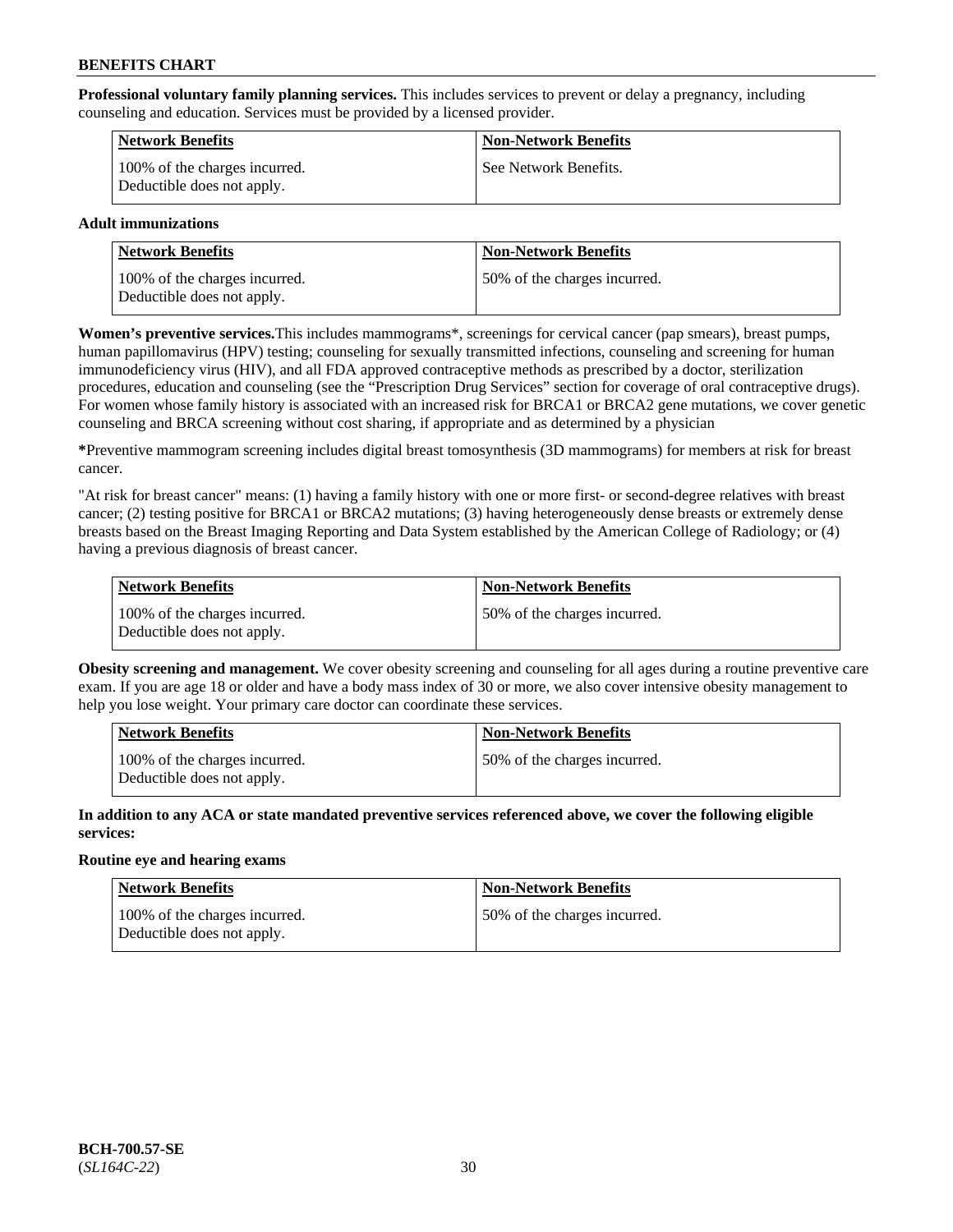**Professional voluntary family planning services.** This includes services to prevent or delay a pregnancy, including counseling and education. Services must be provided by a licensed provider.

| Network Benefits | Non-Network Benefits |
| --- | --- |
| 100% of the charges incurred. Deductible does not apply. | See Network Benefits. |

**Adult immunizations**

| Network Benefits | Non-Network Benefits |
| --- | --- |
| 100% of the charges incurred. Deductible does not apply. | 50% of the charges incurred. |

**Women's preventive services.**This includes mammograms*, screenings for cervical cancer (pap smears), breast pumps, human papillomavirus (HPV) testing; counseling for sexually transmitted infections, counseling and screening for human immunodeficiency virus (HIV), and all FDA approved contraceptive methods as prescribed by a doctor, sterilization procedures, education and counseling (see the "Prescription Drug Services" section for coverage of oral contraceptive drugs). For women whose family history is associated with an increased risk for BRCA1 or BRCA2 gene mutations, we cover genetic counseling and BRCA screening without cost sharing, if appropriate and as determined by a physician

**\***Preventive mammogram screening includes digital breast tomosynthesis (3D mammograms) for members at risk for breast cancer.

"At risk for breast cancer" means: (1) having a family history with one or more first- or second-degree relatives with breast cancer; (2) testing positive for BRCA1 or BRCA2 mutations; (3) having heterogeneously dense breasts or extremely dense breasts based on the Breast Imaging Reporting and Data System established by the American College of Radiology; or (4) having a previous diagnosis of breast cancer.

| Network Benefits | Non-Network Benefits |
| --- | --- |
| 100% of the charges incurred. Deductible does not apply. | 50% of the charges incurred. |

**Obesity screening and management.** We cover obesity screening and counseling for all ages during a routine preventive care exam. If you are age 18 or older and have a body mass index of 30 or more, we also cover intensive obesity management to help you lose weight. Your primary care doctor can coordinate these services.

| Network Benefits | Non-Network Benefits |
| --- | --- |
| 100% of the charges incurred. Deductible does not apply. | 50% of the charges incurred. |

**In addition to any ACA or state mandated preventive services referenced above, we cover the following eligible services:**

**Routine eye and hearing exams**

| Network Benefits | Non-Network Benefits |
| --- | --- |
| 100% of the charges incurred. Deductible does not apply. | 50% of the charges incurred. |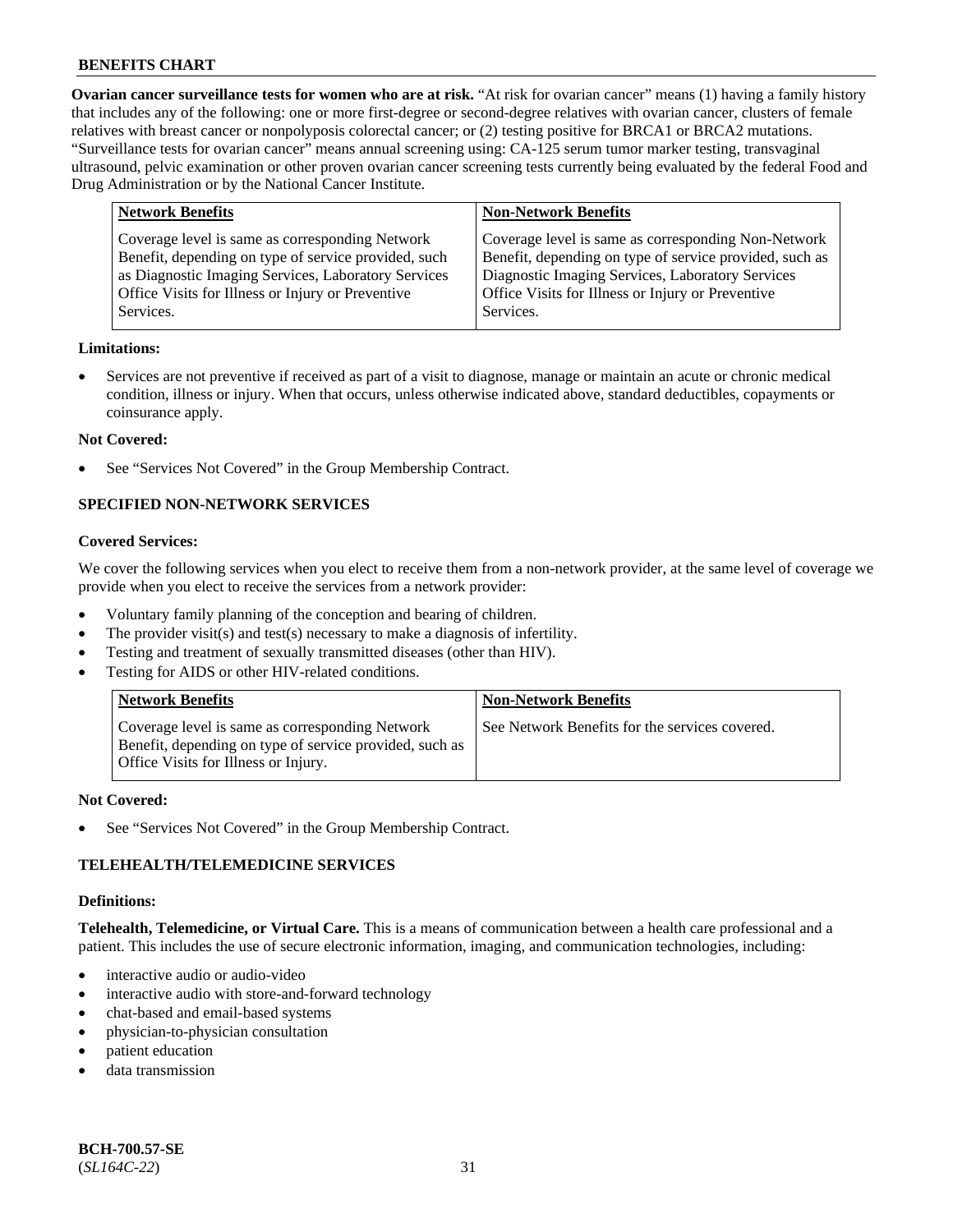**Ovarian cancer surveillance tests for women who are at risk.** "At risk for ovarian cancer" means (1) having a family history that includes any of the following: one or more first-degree or second-degree relatives with ovarian cancer, clusters of female relatives with breast cancer or nonpolyposis colorectal cancer; or (2) testing positive for BRCA1 or BRCA2 mutations. "Surveillance tests for ovarian cancer" means annual screening using: CA-125 serum tumor marker testing, transvaginal ultrasound, pelvic examination or other proven ovarian cancer screening tests currently being evaluated by the federal Food and Drug Administration or by the National Cancer Institute.

| Network Benefits | Non-Network Benefits |
| --- | --- |
| Coverage level is same as corresponding Network Benefit, depending on type of service provided, such as Diagnostic Imaging Services, Laboratory Services Office Visits for Illness or Injury or Preventive Services. | Coverage level is same as corresponding Non-Network Benefit, depending on type of service provided, such as Diagnostic Imaging Services, Laboratory Services Office Visits for Illness or Injury or Preventive Services. |

**Limitations:**

- Services are not preventive if received as part of a visit to diagnose, manage or maintain an acute or chronic medical condition, illness or injury. When that occurs, unless otherwise indicated above, standard deductibles, copayments or coinsurance apply.

**Not Covered:**

- See "Services Not Covered" in the Group Membership Contract.

## SPECIFIED NON-NETWORK SERVICES

**Covered Services:**

We cover the following services when you elect to receive them from a non-network provider, at the same level of coverage we provide when you elect to receive the services from a network provider:

- Voluntary family planning of the conception and bearing of children.
- The provider visit(s) and test(s) necessary to make a diagnosis of infertility.
- Testing and treatment of sexually transmitted diseases (other than HIV).
- Testing for AIDS or other HIV-related conditions.

| Network Benefits | Non-Network Benefits |
| --- | --- |
| Coverage level is same as corresponding Network Benefit, depending on type of service provided, such as Office Visits for Illness or Injury. | See Network Benefits for the services covered. |

**Not Covered:**

- See "Services Not Covered" in the Group Membership Contract.

## TELEHEALTH/TELEMEDICINE SERVICES

**Definitions:**

**Telehealth, Telemedicine, or Virtual Care.** This is a means of communication between a health care professional and a patient. This includes the use of secure electronic information, imaging, and communication technologies, including:

- interactive audio or audio-video
- interactive audio with store-and-forward technology
- chat-based and email-based systems
- physician-to-physician consultation
- patient education
- data transmission

**BCH-700.57-SE**
(*SL164C-22*)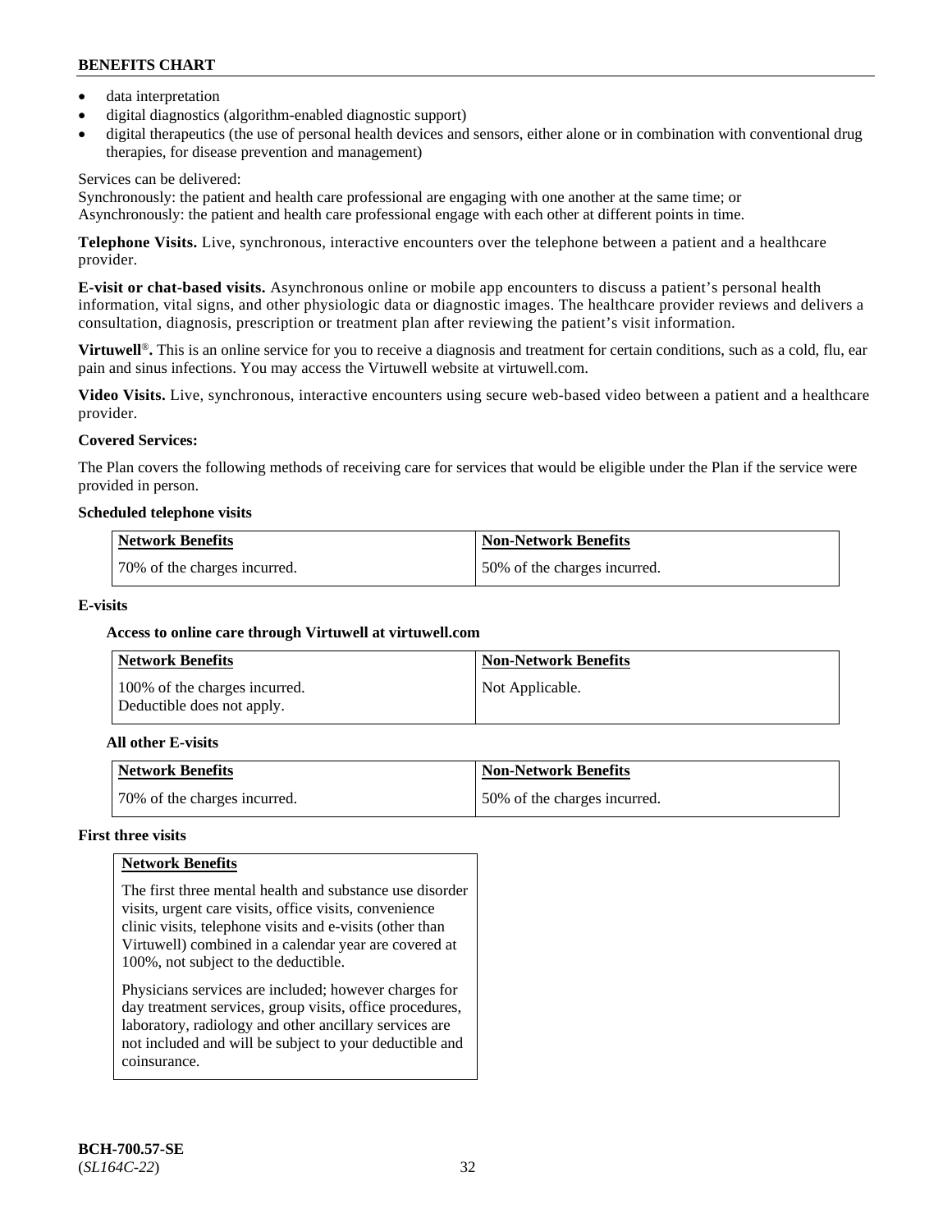- data interpretation
- digital diagnostics (algorithm-enabled diagnostic support)
- digital therapeutics (the use of personal health devices and sensors, either alone or in combination with conventional drug therapies, for disease prevention and management)

Services can be delivered:
Synchronously: the patient and health care professional are engaging with one another at the same time; or
Asynchronously: the patient and health care professional engage with each other at different points in time.

**Telephone Visits.** Live, synchronous, interactive encounters over the telephone between a patient and a healthcare provider.

**E-visit or chat-based visits.** Asynchronous online or mobile app encounters to discuss a patient's personal health information, vital signs, and other physiologic data or diagnostic images. The healthcare provider reviews and delivers a consultation, diagnosis, prescription or treatment plan after reviewing the patient's visit information.

**Virtuwell®.** This is an online service for you to receive a diagnosis and treatment for certain conditions, such as a cold, flu, ear pain and sinus infections. You may access the Virtuwell website at virtuwell.com.

**Video Visits.** Live, synchronous, interactive encounters using secure web-based video between a patient and a healthcare provider.

**Covered Services:**

The Plan covers the following methods of receiving care for services that would be eligible under the Plan if the service were provided in person.

**Scheduled telephone visits**

| Network Benefits | Non-Network Benefits |
|---|---|
| 70% of the charges incurred. | 50% of the charges incurred. |

**E-visits**

**Access to online care through Virtuwell at virtuwell.com**

| Network Benefits | Non-Network Benefits |
|---|---|
| 100% of the charges incurred. Deductible does not apply. | Not Applicable. |

**All other E-visits**

| Network Benefits | Non-Network Benefits |
|---|---|
| 70% of the charges incurred. | 50% of the charges incurred. |

**First three visits**

| Network Benefits |
|---|
| The first three mental health and substance use disorder visits, urgent care visits, office visits, convenience clinic visits, telephone visits and e-visits (other than Virtuwell) combined in a calendar year are covered at 100%, not subject to the deductible.<br><br>Physicians services are included; however charges for day treatment services, group visits, office procedures, laboratory, radiology and other ancillary services are not included and will be subject to your deductible and coinsurance. |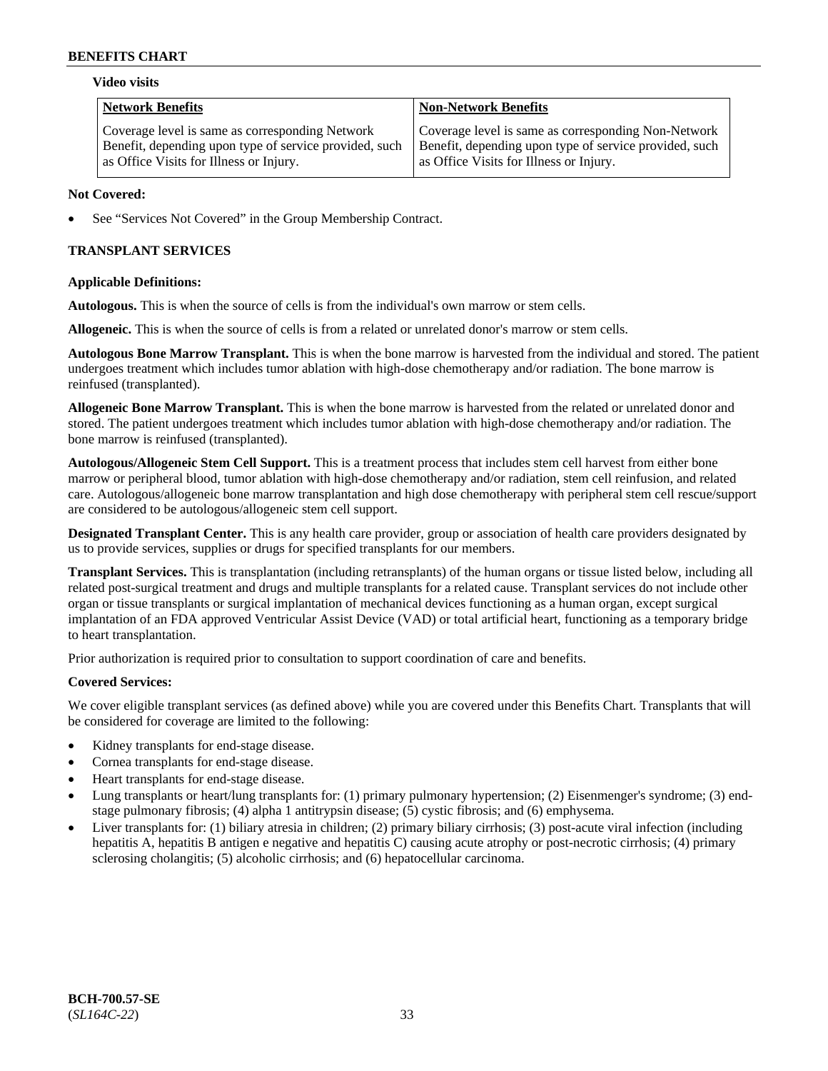**Video visits**

| Network Benefits | Non-Network Benefits |
| --- | --- |
| Coverage level is same as corresponding Network Benefit, depending upon type of service provided, such as Office Visits for Illness or Injury. | Coverage level is same as corresponding Non-Network Benefit, depending upon type of service provided, such as Office Visits for Illness or Injury. |

**Not Covered:**

- See "Services Not Covered" in the Group Membership Contract.

## TRANSPLANT SERVICES

**Applicable Definitions:**

**Autologous.** This is when the source of cells is from the individual's own marrow or stem cells.

**Allogeneic.** This is when the source of cells is from a related or unrelated donor's marrow or stem cells.

**Autologous Bone Marrow Transplant.** This is when the bone marrow is harvested from the individual and stored. The patient undergoes treatment which includes tumor ablation with high-dose chemotherapy and/or radiation. The bone marrow is reinfused (transplanted).

**Allogeneic Bone Marrow Transplant.** This is when the bone marrow is harvested from the related or unrelated donor and stored. The patient undergoes treatment which includes tumor ablation with high-dose chemotherapy and/or radiation. The bone marrow is reinfused (transplanted).

**Autologous/Allogeneic Stem Cell Support.** This is a treatment process that includes stem cell harvest from either bone marrow or peripheral blood, tumor ablation with high-dose chemotherapy and/or radiation, stem cell reinfusion, and related care. Autologous/allogeneic bone marrow transplantation and high dose chemotherapy with peripheral stem cell rescue/support are considered to be autologous/allogeneic stem cell support.

**Designated Transplant Center.** This is any health care provider, group or association of health care providers designated by us to provide services, supplies or drugs for specified transplants for our members.

**Transplant Services.** This is transplantation (including retransplants) of the human organs or tissue listed below, including all related post-surgical treatment and drugs and multiple transplants for a related cause. Transplant services do not include other organ or tissue transplants or surgical implantation of mechanical devices functioning as a human organ, except surgical implantation of an FDA approved Ventricular Assist Device (VAD) or total artificial heart, functioning as a temporary bridge to heart transplantation.

Prior authorization is required prior to consultation to support coordination of care and benefits.

**Covered Services:**

We cover eligible transplant services (as defined above) while you are covered under this Benefits Chart. Transplants that will be considered for coverage are limited to the following:

- Kidney transplants for end-stage disease.
- Cornea transplants for end-stage disease.
- Heart transplants for end-stage disease.
- Lung transplants or heart/lung transplants for: (1) primary pulmonary hypertension; (2) Eisenmenger's syndrome; (3) end-stage pulmonary fibrosis; (4) alpha 1 antitrypsin disease; (5) cystic fibrosis; and (6) emphysema.
- Liver transplants for: (1) biliary atresia in children; (2) primary biliary cirrhosis; (3) post-acute viral infection (including hepatitis A, hepatitis B antigen e negative and hepatitis C) causing acute atrophy or post-necrotic cirrhosis; (4) primary sclerosing cholangitis; (5) alcoholic cirrhosis; and (6) hepatocellular carcinoma.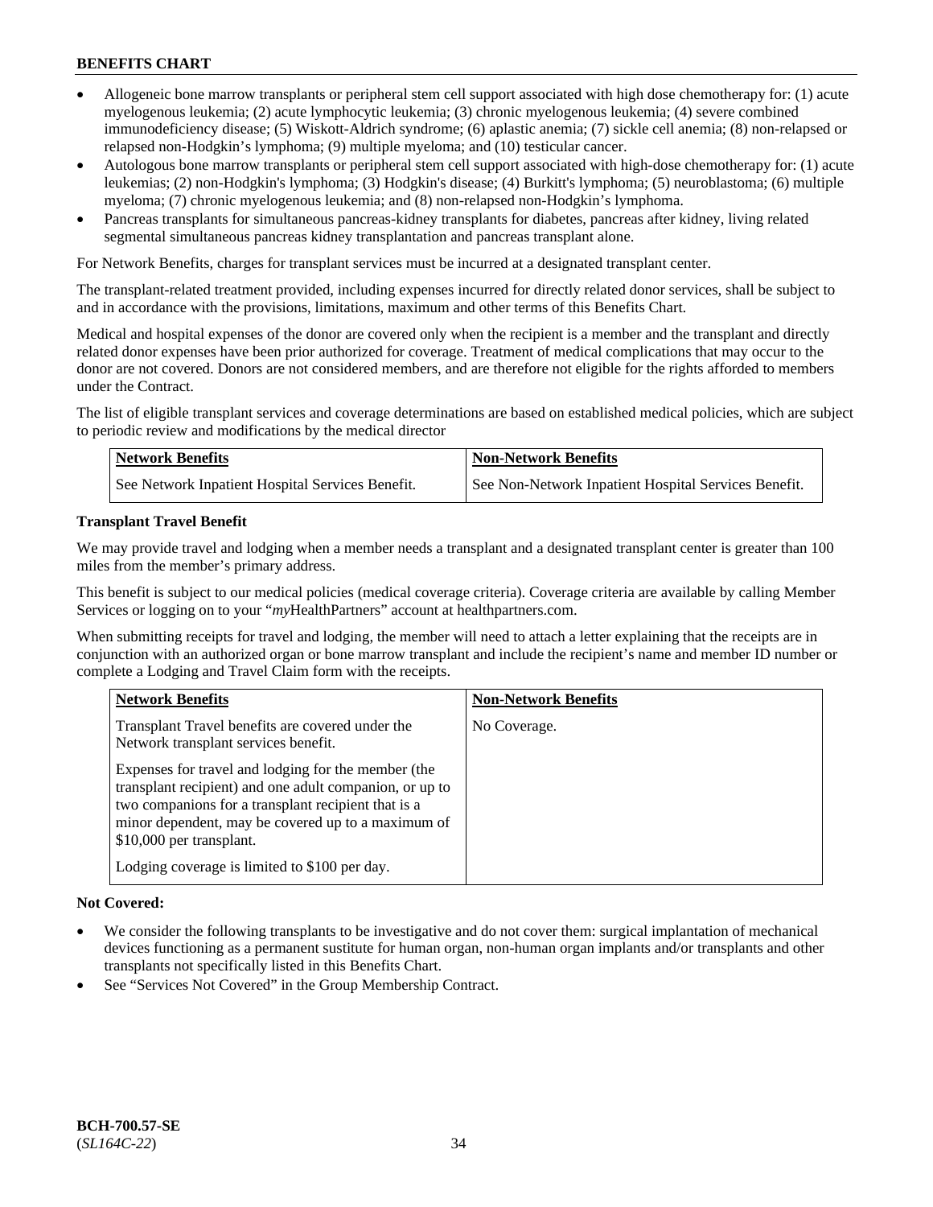- Allogeneic bone marrow transplants or peripheral stem cell support associated with high dose chemotherapy for: (1) acute myelogenous leukemia; (2) acute lymphocytic leukemia; (3) chronic myelogenous leukemia; (4) severe combined immunodeficiency disease; (5) Wiskott-Aldrich syndrome; (6) aplastic anemia; (7) sickle cell anemia; (8) non-relapsed or relapsed non-Hodgkin's lymphoma; (9) multiple myeloma; and (10) testicular cancer.
- Autologous bone marrow transplants or peripheral stem cell support associated with high-dose chemotherapy for: (1) acute leukemias; (2) non-Hodgkin's lymphoma; (3) Hodgkin's disease; (4) Burkitt's lymphoma; (5) neuroblastoma; (6) multiple myeloma; (7) chronic myelogenous leukemia; and (8) non-relapsed non-Hodgkin's lymphoma.
- Pancreas transplants for simultaneous pancreas-kidney transplants for diabetes, pancreas after kidney, living related segmental simultaneous pancreas kidney transplantation and pancreas transplant alone.

For Network Benefits, charges for transplant services must be incurred at a designated transplant center.

The transplant-related treatment provided, including expenses incurred for directly related donor services, shall be subject to and in accordance with the provisions, limitations, maximum and other terms of this Benefits Chart.

Medical and hospital expenses of the donor are covered only when the recipient is a member and the transplant and directly related donor expenses have been prior authorized for coverage. Treatment of medical complications that may occur to the donor are not covered. Donors are not considered members, and are therefore not eligible for the rights afforded to members under the Contract.

The list of eligible transplant services and coverage determinations are based on established medical policies, which are subject to periodic review and modifications by the medical director

| Network Benefits | Non-Network Benefits |
|---|---|
| See Network Inpatient Hospital Services Benefit. | See Non-Network Inpatient Hospital Services Benefit. |

**Transplant Travel Benefit**

We may provide travel and lodging when a member needs a transplant and a designated transplant center is greater than 100 miles from the member's primary address.

This benefit is subject to our medical policies (medical coverage criteria). Coverage criteria are available by calling Member Services or logging on to your "*my*HealthPartners" account at healthpartners.com.

When submitting receipts for travel and lodging, the member will need to attach a letter explaining that the receipts are in conjunction with an authorized organ or bone marrow transplant and include the recipient's name and member ID number or complete a Lodging and Travel Claim form with the receipts.

| Network Benefits | Non-Network Benefits |
|---|---|
| Transplant Travel benefits are covered under the Network transplant services benefit.<br><br>Expenses for travel and lodging for the member (the transplant recipient) and one adult companion, or up to two companions for a transplant recipient that is a minor dependent, may be covered up to a maximum of $10,000 per transplant.<br><br>Lodging coverage is limited to $100 per day. | No Coverage. |

**Not Covered:**

- We consider the following transplants to be investigative and do not cover them: surgical implantation of mechanical devices functioning as a permanent sustitute for human organ, non-human organ implants and/or transplants and other transplants not specifically listed in this Benefits Chart.
- See "Services Not Covered" in the Group Membership Contract.